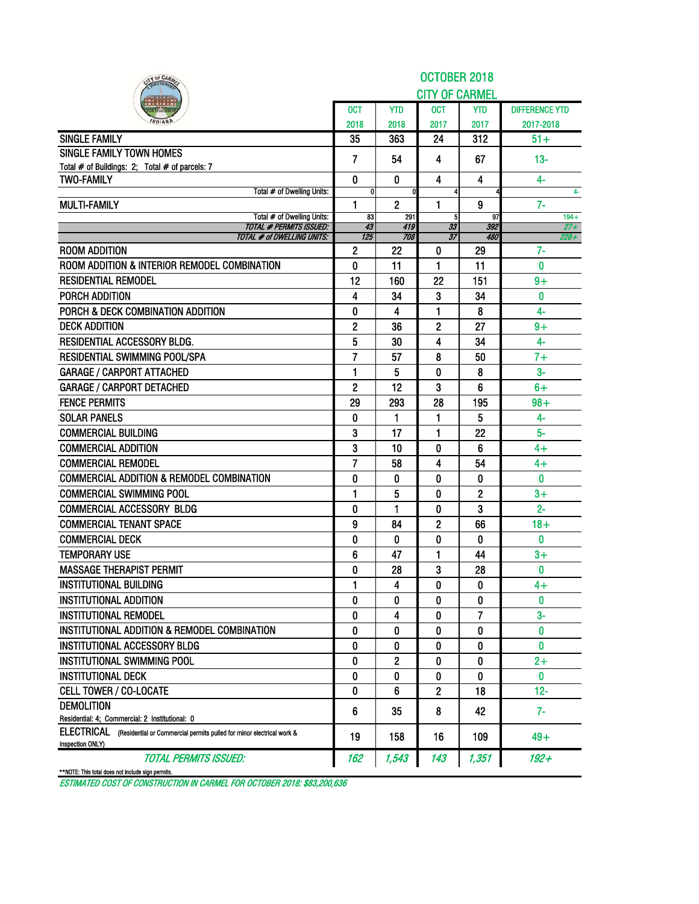# OCTOBER 2018
## CITY OF CARMEL

| | OCT 2018 | YTD 2018 | OCT 2017 | YTD 2017 | DIFFERENCE YTD 2017-2018 |
|---|---|---|---|---|---|
| SINGLE FAMILY | 35 | 363 | 24 | 312 | 51+ |
| SINGLE FAMILY TOWN HOMES<br>Total # of Buildings: 2; Total # of parcels: 7 | 7 | 54 | 4 | 67 | 13- |
| TWO-FAMILY | 0 | 0 | 4 | 4 | 4- |
| Total # of Dwelling Units: | 0 | 0 | 4 | 4 | 4- |
| MULTI-FAMILY | 1 | 2 | 1 | 9 | 7- |
| Total # of Dwelling Units: | 83 | 291 | 5 | 97 | 194+ |
| *TOTAL # PERMITS ISSUED:* | *43* | *419* | *33* | *392* | *27+* |
| *TOTAL # of DWELLING UNITS:* | *125* | *708* | *37* | *480* | *228+* |
| ROOM ADDITION | 2 | 22 | 0 | 29 | 7- |
| ROOM ADDITION & INTERIOR REMODEL COMBINATION | 0 | 11 | 1 | 11 | 0 |
| RESIDENTIAL REMODEL | 12 | 160 | 22 | 151 | 9+ |
| PORCH ADDITION | 4 | 34 | 3 | 34 | 0 |
| PORCH & DECK COMBINATION ADDITION | 0 | 4 | 1 | 8 | 4- |
| DECK ADDITION | 2 | 36 | 2 | 27 | 9+ |
| RESIDENTIAL ACCESSORY BLDG. | 5 | 30 | 4 | 34 | 4- |
| RESIDENTIAL SWIMMING POOL/SPA | 7 | 57 | 8 | 50 | 7+ |
| GARAGE / CARPORT ATTACHED | 1 | 5 | 0 | 8 | 3- |
| GARAGE / CARPORT DETACHED | 2 | 12 | 3 | 6 | 6+ |
| FENCE PERMITS | 29 | 293 | 28 | 195 | 98+ |
| SOLAR PANELS | 0 | 1 | 1 | 5 | 4- |
| COMMERCIAL BUILDING | 3 | 17 | 1 | 22 | 5- |
| COMMERCIAL ADDITION | 3 | 10 | 0 | 6 | 4+ |
| COMMERCIAL REMODEL | 7 | 58 | 4 | 54 | 4+ |
| COMMERCIAL ADDITION & REMODEL COMBINATION | 0 | 0 | 0 | 0 | 0 |
| COMMERCIAL SWIMMING POOL | 1 | 5 | 0 | 2 | 3+ |
| COMMERCIAL ACCESSORY BLDG | 0 | 1 | 0 | 3 | 2- |
| COMMERCIAL TENANT SPACE | 9 | 84 | 2 | 66 | 18+ |
| COMMERCIAL DECK | 0 | 0 | 0 | 0 | 0 |
| TEMPORARY USE | 6 | 47 | 1 | 44 | 3+ |
| MASSAGE THERAPIST PERMIT | 0 | 28 | 3 | 28 | 0 |
| INSTITUTIONAL BUILDING | 1 | 4 | 0 | 0 | 4+ |
| INSTITUTIONAL ADDITION | 0 | 0 | 0 | 0 | 0 |
| INSTITUTIONAL REMODEL | 0 | 4 | 0 | 7 | 3- |
| INSTITUTIONAL ADDITION & REMODEL COMBINATION | 0 | 0 | 0 | 0 | 0 |
| INSTITUTIONAL ACCESSORY BLDG | 0 | 0 | 0 | 0 | 0 |
| INSTITUTIONAL SWIMMING POOL | 0 | 2 | 0 | 0 | 2+ |
| INSTITUTIONAL DECK | 0 | 0 | 0 | 0 | 0 |
| CELL TOWER / CO-LOCATE | 0 | 6 | 2 | 18 | 12- |
| DEMOLITION<br>Residential: 4; Commercial: 2 Institutional: 0 | 6 | 35 | 8 | 42 | 7- |
| ELECTRICAL (Residential or Commercial permits pulled for minor electrical work & inspection ONLY) | 19 | 158 | 16 | 109 | 49+ |
| *TOTAL PERMITS ISSUED:* | *162* | *1,543* | *143* | *1,351* | *192+* |

**NOTE: This total does not include sign permits.

*ESTIMATED COST OF CONSTRUCTION IN CARMEL FOR OCTOBER 2018: $83,200,636*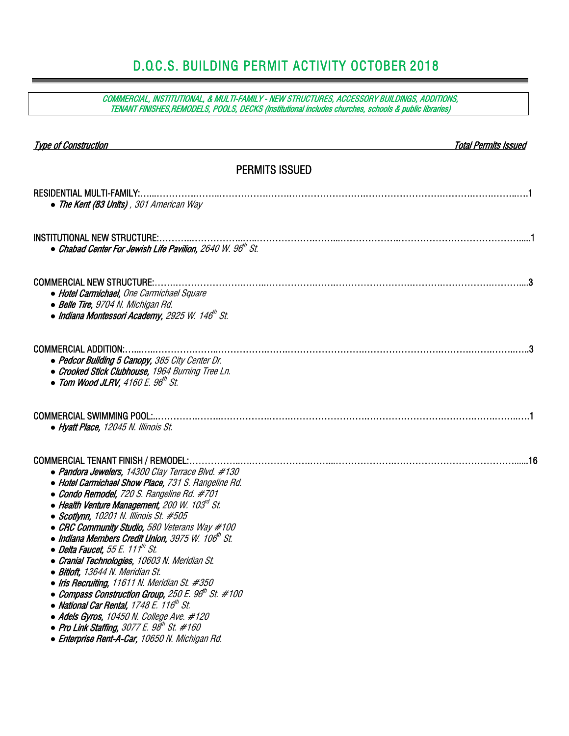# D.O.C.S. BUILDING PERMIT ACTIVITY OCTOBER 2018

*COMMERCIAL, INSTITUTIONAL, & MULTI-FAMILY - NEW STRUCTURES, ACCESSORY BUILDINGS, ADDITIONS, TENANT FINISHES,REMODELS, POOLS, DECKS (Institutional includes churches, schools & public libraries)*

| *Type of Construction* | *Total Permits Issued* |
|---|---|

## PERMITS ISSUED

RESIDENTIAL MULTI-FAMILY:……1

- ***The Kent (83 Units)*** *, 301 American Way*

INSTITUTIONAL NEW STRUCTURE:……1

- ***Chabad Center For Jewish Life Pavilion,*** *2640 W. 96th St.*

COMMERCIAL NEW STRUCTURE:……3

- ***Hotel Carmichael,*** *One Carmichael Square*
- ***Belle Tire,*** *9704 N. Michigan Rd.*
- ***Indiana Montessori Academy,*** *2925 W. 146th St.*

COMMERCIAL ADDITION:……3

- ***Pedcor Building 5 Canopy,*** *385 City Center Dr.*
- ***Crooked Stick Clubhouse,*** *1964 Burning Tree Ln.*
- ***Tom Wood JLRV,*** *4160 E. 96th St.*

COMMERCIAL SWIMMING POOL:……1

- ***Hyatt Place,*** *12045 N. Illinois St.*

COMMERCIAL TENANT FINISH / REMODEL:……16

- ***Pandora Jewelers,*** *14300 Clay Terrace Blvd. #130*
- ***Hotel Carmichael Show Place,*** *731 S. Rangeline Rd.*
- ***Condo Remodel,*** *720 S. Rangeline Rd. #701*
- ***Health Venture Management,*** *200 W. 103rd St.*
- ***Scotlynn,*** *10201 N. Illinois St. #505*
- ***CRC Community Studio,*** *580 Veterans Way #100*
- ***Indiana Members Credit Union,*** *3975 W. 106th St.*
- ***Delta Faucet,*** *55 E. 111th St.*
- ***Cranial Technologies,*** *10603 N. Meridian St.*
- ***Bitloft,*** *13644 N. Meridian St.*
- ***Iris Recruiting,*** *11611 N. Meridian St. #350*
- ***Compass Construction Group,*** *250 E. 96th St. #100*
- ***National Car Rental,*** *1748 E. 116th St.*
- ***Adels Gyros,*** *10450 N. College Ave. #120*
- ***Pro Link Staffing,*** *3077 E. 98th St. #160*
- ***Enterprise Rent-A-Car,*** *10650 N. Michigan Rd.*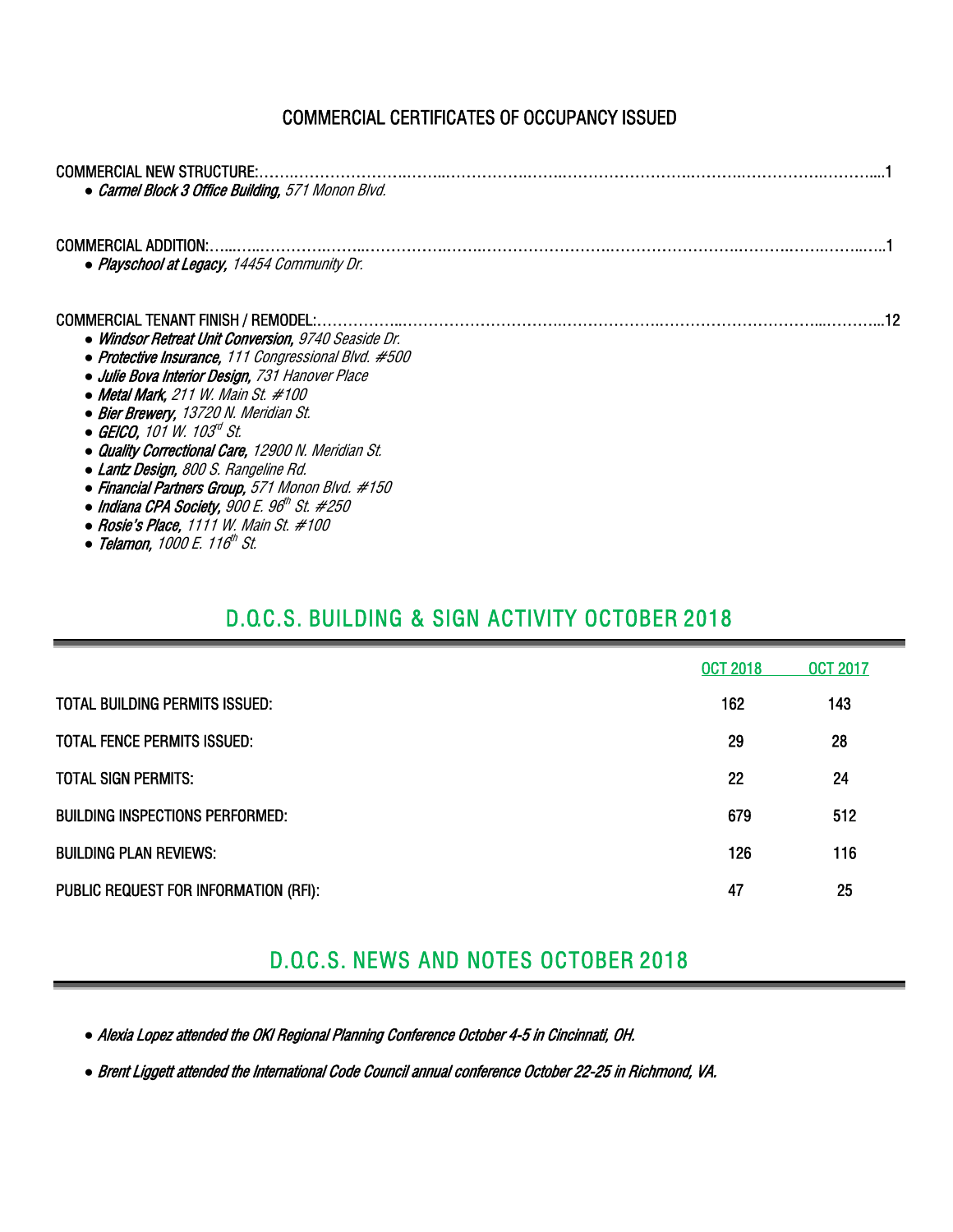## COMMERCIAL CERTIFICATES OF OCCUPANCY ISSUED

COMMERCIAL NEW STRUCTURE:…………………………………………………………………………………………………………………………1

- ***Carmel Block 3 Office Building,*** *571 Monon Blvd.*

COMMERCIAL ADDITION:………………………………………………………………………………………………………………………………1

- ***Playschool at Legacy,*** *14454 Community Dr.*

COMMERCIAL TENANT FINISH / REMODEL:……………………………………………………………………………………………………12

- ***Windsor Retreat Unit Conversion,*** *9740 Seaside Dr.*
- ***Protective Insurance,*** *111 Congressional Blvd. #500*
- ***Julie Bova Interior Design,*** *731 Hanover Place*
- ***Metal Mark,*** *211 W. Main St. #100*
- ***Bier Brewery,*** *13720 N. Meridian St.*
- ***GEICO,*** *101 W. 103rd St.*
- ***Quality Correctional Care,*** *12900 N. Meridian St.*
- ***Lantz Design,*** *800 S. Rangeline Rd.*
- ***Financial Partners Group,*** *571 Monon Blvd. #150*
- ***Indiana CPA Society,*** *900 E. 96th St. #250*
- ***Rosie's Place,*** *1111 W. Main St. #100*
- ***Telamon,*** *1000 E. 116th St.*

## D.O.C.S. BUILDING & SIGN ACTIVITY OCTOBER 2018

| | OCT 2018 | OCT 2017 |
|---|---|---|
| TOTAL BUILDING PERMITS ISSUED: | 162 | 143 |
| TOTAL FENCE PERMITS ISSUED: | 29 | 28 |
| TOTAL SIGN PERMITS: | 22 | 24 |
| BUILDING INSPECTIONS PERFORMED: | 679 | 512 |
| BUILDING PLAN REVIEWS: | 126 | 116 |
| PUBLIC REQUEST FOR INFORMATION (RFI): | 47 | 25 |

## D.O.C.S. NEWS AND NOTES OCTOBER 2018

- ***Alexia Lopez attended the OKI Regional Planning Conference October 4-5 in Cincinnati, OH.***
- ***Brent Liggett attended the International Code Council annual conference October 22-25 in Richmond, VA.***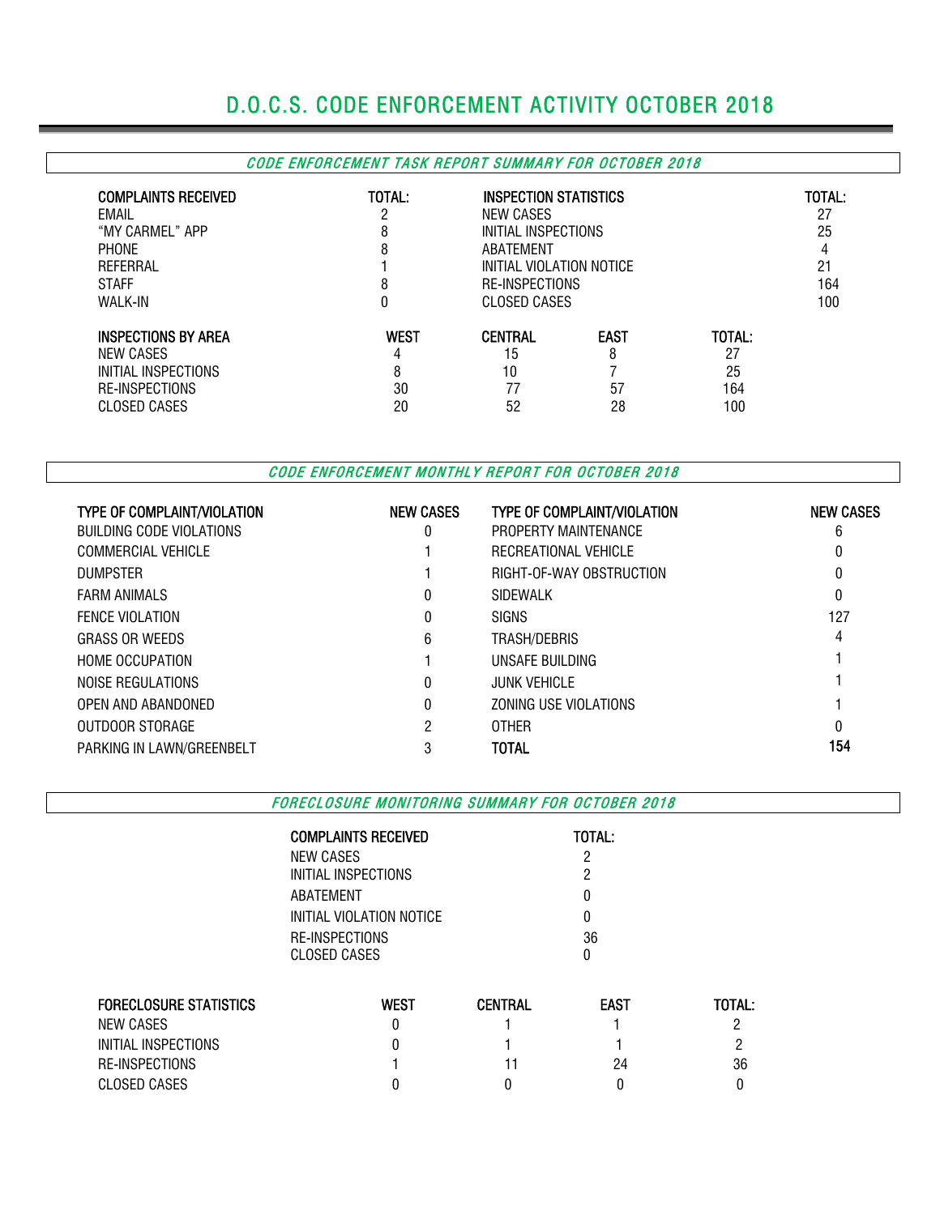# D.O.C.S. CODE ENFORCEMENT ACTIVITY OCTOBER 2018

## *CODE ENFORCEMENT TASK REPORT SUMMARY FOR OCTOBER 2018*

| COMPLAINTS RECEIVED | TOTAL: | INSPECTION STATISTICS | TOTAL: |
|---|---|---|---|
| EMAIL | 2 | NEW CASES | 27 |
| "MY CARMEL" APP | 8 | INITIAL INSPECTIONS | 25 |
| PHONE | 8 | ABATEMENT | 4 |
| REFERRAL | 1 | INITIAL VIOLATION NOTICE | 21 |
| STAFF | 8 | RE-INSPECTIONS | 164 |
| WALK-IN | 0 | CLOSED CASES | 100 |

| INSPECTIONS BY AREA | WEST | CENTRAL | EAST | TOTAL: |
|---|---|---|---|---|
| NEW CASES | 4 | 15 | 8 | 27 |
| INITIAL INSPECTIONS | 8 | 10 | 7 | 25 |
| RE-INSPECTIONS | 30 | 77 | 57 | 164 |
| CLOSED CASES | 20 | 52 | 28 | 100 |

## *CODE ENFORCEMENT MONTHLY REPORT FOR OCTOBER 2018*

| TYPE OF COMPLAINT/VIOLATION | NEW CASES | TYPE OF COMPLAINT/VIOLATION | NEW CASES |
|---|---|---|---|
| BUILDING CODE VIOLATIONS | 0 | PROPERTY MAINTENANCE | 6 |
| COMMERCIAL VEHICLE | 1 | RECREATIONAL VEHICLE | 0 |
| DUMPSTER | 1 | RIGHT-OF-WAY OBSTRUCTION | 0 |
| FARM ANIMALS | 0 | SIDEWALK | 0 |
| FENCE VIOLATION | 0 | SIGNS | 127 |
| GRASS OR WEEDS | 6 | TRASH/DEBRIS | 4 |
| HOME OCCUPATION | 1 | UNSAFE BUILDING | 1 |
| NOISE REGULATIONS | 0 | JUNK VEHICLE | 1 |
| OPEN AND ABANDONED | 0 | ZONING USE VIOLATIONS | 1 |
| OUTDOOR STORAGE | 2 | OTHER | 0 |
| PARKING IN LAWN/GREENBELT | 3 | **TOTAL** | **154** |

## *FORECLOSURE MONITORING SUMMARY FOR OCTOBER 2018*

| COMPLAINTS RECEIVED | TOTAL: |
|---|---|
| NEW CASES | 2 |
| INITIAL INSPECTIONS | 2 |
| ABATEMENT | 0 |
| INITIAL VIOLATION NOTICE | 0 |
| RE-INSPECTIONS | 36 |
| CLOSED CASES | 0 |

| FORECLOSURE STATISTICS | WEST | CENTRAL | EAST | TOTAL: |
|---|---|---|---|---|
| NEW CASES | 0 | 1 | 1 | 2 |
| INITIAL INSPECTIONS | 0 | 1 | 1 | 2 |
| RE-INSPECTIONS | 1 | 11 | 24 | 36 |
| CLOSED CASES | 0 | 0 | 0 | 0 |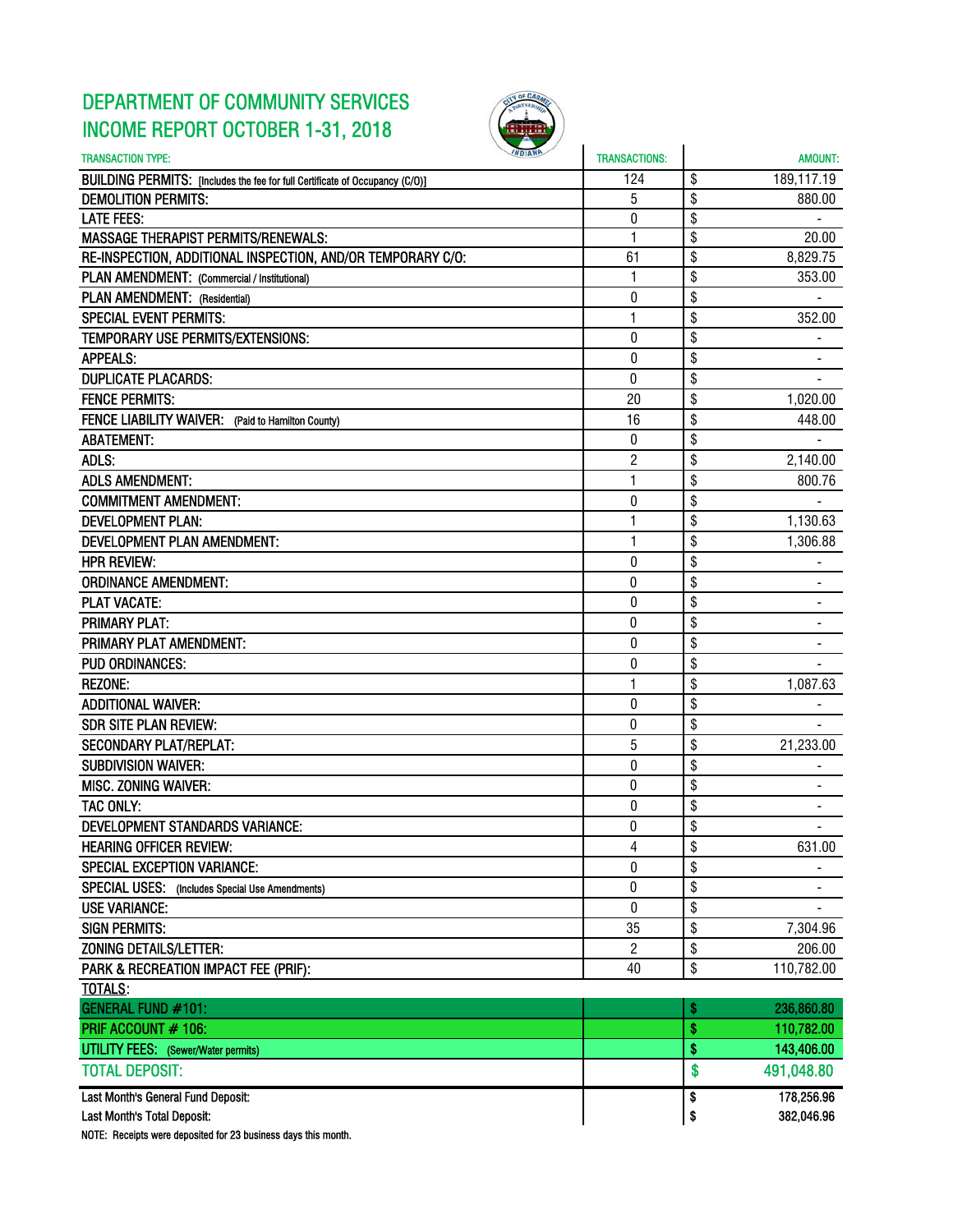# DEPARTMENT OF COMMUNITY SERVICES
# INCOME REPORT OCTOBER 1-31, 2018

| TRANSACTION TYPE: | TRANSACTIONS: | AMOUNT: |
|---|---|---|
| BUILDING PERMITS: [Includes the fee for full Certificate of Occupancy (C/O)] | 124 | $ 189,117.19 |
| DEMOLITION PERMITS: | 5 | $ 880.00 |
| LATE FEES: | 0 | $ - |
| MASSAGE THERAPIST PERMITS/RENEWALS: | 1 | $ 20.00 |
| RE-INSPECTION, ADDITIONAL INSPECTION, AND/OR TEMPORARY C/O: | 61 | $ 8,829.75 |
| PLAN AMENDMENT: (Commercial / Institutional) | 1 | $ 353.00 |
| PLAN AMENDMENT: (Residential) | 0 | $ - |
| SPECIAL EVENT PERMITS: | 1 | $ 352.00 |
| TEMPORARY USE PERMITS/EXTENSIONS: | 0 | $ - |
| APPEALS: | 0 | $ - |
| DUPLICATE PLACARDS: | 0 | $ - |
| FENCE PERMITS: | 20 | $ 1,020.00 |
| FENCE LIABILITY WAIVER: (Paid to Hamilton County) | 16 | $ 448.00 |
| ABATEMENT: | 0 | $ - |
| ADLS: | 2 | $ 2,140.00 |
| ADLS AMENDMENT: | 1 | $ 800.76 |
| COMMITMENT AMENDMENT: | 0 | $ - |
| DEVELOPMENT PLAN: | 1 | $ 1,130.63 |
| DEVELOPMENT PLAN AMENDMENT: | 1 | $ 1,306.88 |
| HPR REVIEW: | 0 | $ - |
| ORDINANCE AMENDMENT: | 0 | $ - |
| PLAT VACATE: | 0 | $ - |
| PRIMARY PLAT: | 0 | $ - |
| PRIMARY PLAT AMENDMENT: | 0 | $ - |
| PUD ORDINANCES: | 0 | $ - |
| REZONE: | 1 | $ 1,087.63 |
| ADDITIONAL WAIVER: | 0 | $ - |
| SDR SITE PLAN REVIEW: | 0 | $ - |
| SECONDARY PLAT/REPLAT: | 5 | $ 21,233.00 |
| SUBDIVISION WAIVER: | 0 | $ - |
| MISC. ZONING WAIVER: | 0 | $ - |
| TAC ONLY: | 0 | $ - |
| DEVELOPMENT STANDARDS VARIANCE: | 0 | $ - |
| HEARING OFFICER REVIEW: | 4 | $ 631.00 |
| SPECIAL EXCEPTION VARIANCE: | 0 | $ - |
| SPECIAL USES: (Includes Special Use Amendments) | 0 | $ - |
| USE VARIANCE: | 0 | $ - |
| SIGN PERMITS: | 35 | $ 7,304.96 |
| ZONING DETAILS/LETTER: | 2 | $ 206.00 |
| PARK & RECREATION IMPACT FEE (PRIF): | 40 | $ 110,782.00 |
| TOTALS: | | |
| GENERAL FUND #101: | | $ 236,860.80 |
| PRIF ACCOUNT # 106: | | $ 110,782.00 |
| UTILITY FEES: (Sewer/Water permits) | | $ 143,406.00 |
| TOTAL DEPOSIT: | | $ 491,048.80 |
| Last Month's General Fund Deposit: | | $ 178,256.96 |
| Last Month's Total Deposit: | | $ 382,046.96 |

NOTE: Receipts were deposited for 23 business days this month.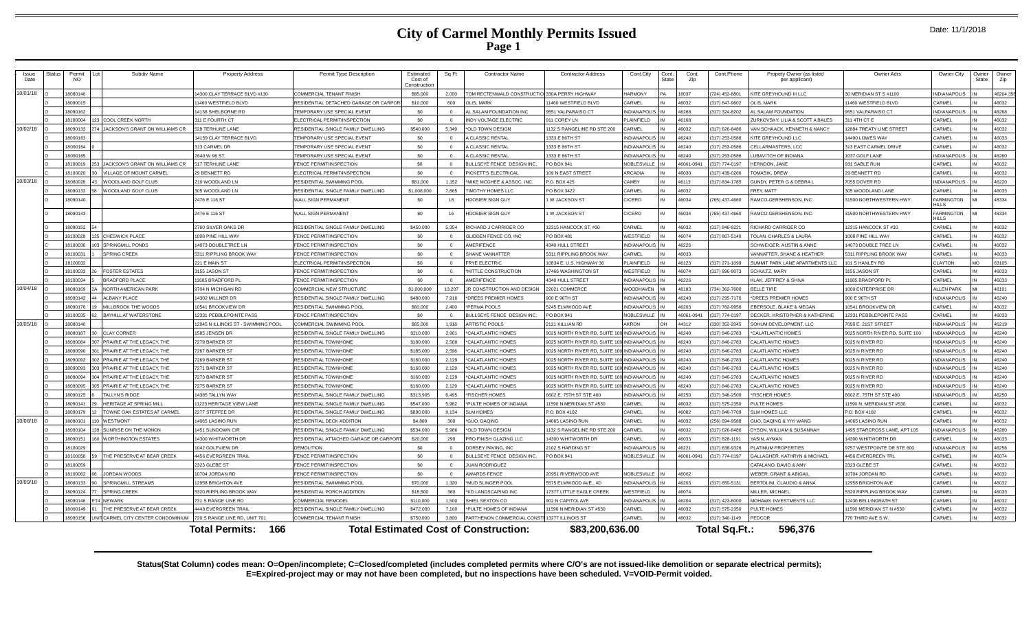# City of Carmel Monthly Permits Issued

## Page 1

Date: 11/1/2018

| Issue Date | Status | Permit NO | Lot | Subdiv Name | Property Address | Permit Type Description | Estimated Cost of Construction | Sq Ft | Contractor Name | Contractor Address | Cont.City | Cont. State | Cont. Zip | Cont.Phone | Propety Owner (as listed per applicant) | Owner Adrs | Owner City | Owner State | Owner Zip |
|---|---|---|---|---|---|---|---|---|---|---|---|---|---|---|---|---|---|---|---|
| 10/01/18 | O | 18080146 | | | 14300 CLAY TERRACE BLVD #130 | COMMERCIAL TENANT FINISH | $85,000 | 2,000 | TOM RECTENWALD CONSTRUCTIO | 330A PERRY HIGHWAY | HARMONY | PA | 16037 | (724) 452-8801 | KITE GREYHOUND III LLC | 30 MERIDIAN ST S #1100 | INDIANAPOLIS | IN | 46204 356 |
| | O | 18090015 | | | 11460 WESTFIELD BLVD | RESIDENTIAL DETACHED GARAGE OR CARPORT | $10,000 | 600 | OLIS, MARK | 11460 WESTFIELD BLVD | CARMEL | IN | 46032 | (317) 847-9602 | OLIS, MARK | 11460 WESTFIELD BLVD | CARMEL | IN | 46032 |
| | O | 18090162 | | | 14138 SHELBORNE RD | TEMPORARY USE SPECIAL EVENT | $0 | 0 | AL SALAM FOUNDATION INC | 9551 VALPARAISO CT | INDIANAPOLIS | IN | 46268 | (317) 324-8202 | AL SALAM FOUNDATION | 9551 VALPARAISO CT | INDIANAPOLIS | IN | 46268 |
| | O | 18100004 | 123 | COOL CREEK NORTH | 311 E FOURTH CT | ELECTRICAL PERMIT/INSPECTION | $0 | 0 | INDY VOLTAGE ELECTRIC | 911 COREY LN | PLAINFIELD | IN | 46168 | | ZURKOVSKY, LILIA & SCOTT A BALES | 311 4TH CT E | CARMEL | IN | 46032 |
| 10/02/18 | O | 18090133 | 274 | JACKSON'S GRANT ON WILLIAMS CR | 528 TERHUNE LANE | RESIDENTIAL SINGLE FAMILY DWELLING | $540,000 | 5,349 | *OLD TOWN DESIGN | 1132 S RANGELINE RD STE 200 | CARMEL | IN | 46032 | (317) 626-8486 | VAN SCHAACK, KENNETH & NANCY | 12884 TREATY LINE STREET | CARMEL | IN | 46032 |
| | O | 18090163 | | | 14159 CLAY TERRACE BLVD. | TEMPORARY USE SPECIAL EVENT | $0 | 0 | A CLASSIC RENTAL | 1333 E 86TH ST | INDIANAPOLIS | IN | 46240 | (317) 253-0586 | KITE GREYHOUND LLC | 14490 LOWES WAY | CARMEL | IN | 46033 |
| | O | 18090164 | 0 | | 313 CARMEL DR | TEMPORARY USE SPECIAL EVENT | $0 | 0 | A CLASSIC RENTAL | 1333 E 86TH ST | INDIANAPOLIS | IN | 46240 | (317) 253-0586 | CELLARMASTERS, LLC | 313 EAST CARMEL DRIVE | CARMEL | IN | 46032 |
| | O | 18090165 | | | 2640 W 96 ST | TEMPORARY USE SPECIAL EVENT | $0 | 0 | A CLASSIC RENTAL | 1333 E 86TH ST | INDIANAPOLIS | IN | 46240 | (317) 253-0586 | LUBAVITCH OF INDIANA | 1037 GOLF LANE | INDIANAPOLIS | IN | 46260 |
| | O | 18100019 | 253 | JACKSON'S GRANT ON WILLIAMS CR | 517 TERHUNE LANE | FENCE PERMIT/INSPECTION | $0 | 0 | BULLSEYE FENCE DESIGN INC. | PO BOX 941 | NOBLESVILLE | IN | 46061-0941 | (317) 774-0197 | HERNDON, JANE | 931 SABLE RUN | CARMEL | IN | 46032 |
| | C | 18100020 | 30 | VILLAGE OF MOUNT CARMEL | 29 BENNETT RD | ELECTRICAL PERMIT/INSPECTION | $0 | 0 | PICKETT'S ELECTRICAL | 109 N EAST STREET | ARCADIA | IN | 46030 | (317) 439-0266 | TOMASIK, DREW | 29 BENNETT RD | CARMEL | IN | 46032 |
| 10/03/18 | O | 18080028 | 43 | WOODLAND GOLF CLUB | 210 WOODLAND LN | RESIDENTIAL SWIMMING POOL | $81,000 | 1,152 | *MIKE MCGHEE & ASSOC. INC. | P.O. BOX 425 | CAMBY | IN | 46113 | (317) 834-1785 | GUNDY, PETER G & DEBRA L | 7055 DOVER RD | INDIANAPOLIS | IN | 46220 |
| | O | 18090132 | 58 | WOODLAND GOLF CLUB | 305 WOODLAND LN | RESIDENTIAL SINGLE FAMILY DWELLING | $1,008,000 | 7,865 | TIMOTHY HOMES LLC | PO BOX 3422 | CARMEL | IN | 46032 | | FREY, MATT | 305 WOODLAND LANE | CARMEL | IN | 46033 |
| | O | 18090140 | | | 2476 E 116 ST | WALL SIGN PERMANENT | $0 | 18 | HOOSIER SIGN GUY | 1 W JACKSON ST | CICERO | IN | 46034 | (765) 437-4660 | RAMCO-GERSHENSON, INC. | 31500 NORTHWESTERN HWY | FARMINGTON HILLS | MI | 48334 |
| | O | 18090143 | | | 2476 E 116 ST | WALL SIGN PERMANENT | $0 | 16 | HOOSIER SIGN GUY | 1 W JACKSON ST | CICERO | IN | 46034 | (765) 437-4660 | RAMCO-GERSHENSON, INC. | 31500 NORTHWESTERN HWY | FARMINGTON HILLS | MI | 48334 |
| | O | 18090152 | 54 | | 2760 SILVER OAKS DR | RESIDENTIAL SINGLE FAMILY DWELLING | $450,000 | 5,354 | RICHARD J CARRIGER CO | 12315 HANCOCK ST, #30 | CARMEL | IN | 46032 | (317) 846-9221 | RICHARD CARRIGER CO | 12315 HANCOCK ST #30 | CARMEL | IN | 46032 |
| | O | 18100028 | 135 | CHESWICK PLACE | 1008 PINE HILL WAY | FENCE PERMIT/INSPECTION | $0 | 0 | GLIDDEN FENCE CO, INC | PO BOX 481 | WESTFIELD | IN | 46074 | (317) 867-5140 | TOLAN, CHARLES & LAURA | 1008 PINE HILL WAY | CARMEL | IN | 46032 |
| | C | 18100030 | 103 | SPRINGMILL PONDS | 14073 DOUBLETREE LN | FENCE PERMIT/INSPECTION | $0 | 0 | AMERIFENCE | 4340 HULL STREET | INDIANAPOLIS | IN | 46226 | | SCHWEIGER, AUSTIN & ANNE | 14073 DOUBLE TREE LN | CARMEL | IN | 46032 |
| | O | 18100031 | 1 | SPRING CREEK | 5311 RIPPLING BROOK WAY | FENCE PERMIT/INSPECTION | $0 | 0 | SHANE VANNATTER | 5311 RIPPLING BROOK WAY | CARMEL | IN | 46033 | | VANNATTER, SHANE & HEATHER | 5311 RIPPLING BROOK WAY | CARMEL | IN | 46033 |
| | O | 18100032 | | | 221 E MAIN ST | ELECTRICAL PERMIT/INSPECTION | $0 | 0 | FRYE ELECTRIC | 10834 E. U.S. HIGHWAY 36 | PLAINFIELD | IN | 46123 | (317) 271-1099 | SUMMIT PARK LANE APARTMENTS LLC | 101 S HANLEY RD | CLAYTON | MO | 63105 |
| | O | 18100033 | 26 | FOSTER ESTATES | 3155 JASON ST | FENCE PERMIT/INSPECTION | $0 | 0 | *HITTLE CONSTRUCTION | 17466 WASHINGTON ST | WESTFIELD | IN | 46074 | (317) 896-9073 | SCHULTZ, MARY | 3155 JASON ST | CARMEL | IN | 46033 |
| | O | 18100034 | 5 | BRADFORD PLACE | 11685 BRADFORD PL | FENCE PERMIT/INSPECTION | $0 | 0 | AMERIFENCE | 4340 HULL STREET | INDIANAPOLIS | IN | 46226 | | KLAK, JEFFREY & SHIVA | 11685 BRADFORD PL | CARMEL | IN | 46033 |
| 10/04/18 | O | 18080169 | 2A | NORTH AMERICAN PARK | 9704 N MICHIGAN RD | COMMERCIAL NEW STRUCTURE | $1,000,000 | 13,207 | JR CONSTRUCTION AND DESIGN | 22021 COMMERCE | WOODHAVEN | MI | 48183 | (734) 362-7600 | BELLE TIRE | 1000 ENTERPRISE DR | ALLEN PARK | MI | 48101 |
| | O | 18090142 | 44 | ALBANY PLACE | 14302 MILLNER DR | RESIDENTIAL SINGLE FAMILY DWELLING | $480,000 | 7,916 | *DREES PREMIER HOMES | 900 E 96TH ST | INDIANAPOLIS | IN | 46240 | (317) 295-7176 | *DREES PREMIER HOMES | 900 E 96TH ST | INDIANAPOLIS | IN | 46240 |
| | O | 18090176 | 19 | MILLBROOK THE WOODS | 10541 BROOKVIEW DR | RESIDENTIAL SWIMMING POOL | $60,000 | 2,400 | *PERMA POOLS | 5245 ELMWOOD AVE | INDIANAPOLIS | IN | 46203 | (317) 782-9956 | EBERSOLE, BLAKE & MEGAN | 10541 BROOKVIEW DR | CARMEL | IN | 46032 |
| | O | 18100035 | 62 | BAYHILL AT WATERSTONE | 12331 PEBBLEPOINTE PASS | FENCE PERMIT/INSPECTION | $0 | 0 | BULLSEYE FENCE DESIGN INC. | PO BOX 941 | NOBLESVILLE | IN | 46061-0941 | (317) 774-0197 | DECKER, KRISTOPHER & KATHERINE | 12331 PEBBLEPOINTE PASS | CARMEL | IN | 46033 |
| 10/05/18 | O | 18080140 | | | 12045 N ILLINOIS ST - SWIMMING POOL | COMMERCIAL SWIMMING POOL | $65,000 | 1,918 | ARTISTIC POOLS | 2121 KILLIAN RD | AKRON | OH | 44312 | (330) 352-2045 | SOHUM DEVELOPMENT, LLC | 7050 E. 21ST STREET | INDIANAPOLIS | IN | 46219 |
| | O | 18080187 | 30 | CLAY CORNER | 1585 JENSEN DR | RESIDENTIAL SINGLE FAMILY DWELLING | $210,000 | 2,961 | *CALATLANTIC HOMES | 9025 NORTH RIVER RD, SUITE 100 | INDIANAPOLIS | IN | 46240 | (317) 846-2783 | *CALATLANTIC HOMES | 9025 NORTH RIVER RD, SUITE 100 | INDIANAPOLIS | IN | 46240 |
| | O | 18090084 | 307 | PRAIRIE AT THE LEGACY, THE | 7279 BARKER ST | RESIDENTIAL TOWNHOME | $180,000 | 2,568 | *CALATLANTIC HOMES | 9025 NORTH RIVER RD, SUITE 100 | INDIANAPOLIS | IN | 46240 | (317) 846-2783 | CALATLANTIC HOMES | 9025 N RIVER RD | INDIANAPOLIS | IN | 46240 |
| | O | 18090090 | 301 | PRAIRIE AT THE LEGACY, THE | 7267 BARKER ST | RESIDENTIAL TOWNHOME | $185,000 | 2,596 | *CALATLANTIC HOMES | 9025 NORTH RIVER RD, SUITE 100 | INDIANAPOLIS | IN | 46240 | (317) 846-2783 | CALATLANTIC HOMES | 9025 N RIVER RD | INDIANAPOLIS | IN | 46240 |
| | O | 18090092 | 302 | PRAIRIE AT THE LEGACY, THE | 7269 BARKER ST | RESIDENTIAL TOWNHOME | $160,000 | 2,129 | *CALATLANTIC HOMES | 9025 NORTH RIVER RD, SUITE 100 | INDIANAPOLIS | IN | 46240 | (317) 846-2783 | CALATLANTIC HOMES | 9025 N RIVER RD | INDIANAPOLIS | IN | 46240 |
| | O | 18090093 | 303 | PRAIRIE AT THE LEGACY, THE | 7271 BARKER ST | RESIDENTIAL TOWNHOME | $160,000 | 2,129 | *CALATLANTIC HOMES | 9025 NORTH RIVER RD, SUITE 100 | INDIANAPOLIS | IN | 46240 | (317) 846-2783 | CALATLANTIC HOMES | 9025 N RIVER RD | INDIANAPOLIS | IN | 46240 |
| | O | 18090094 | 304 | PRAIRIE AT THE LEGACY, THE | 7273 BARKER ST | RESIDENTIAL TOWNHOME | $160,000 | 2,129 | *CALATLANTIC HOMES | 9025 NORTH RIVER RD, SUITE 100 | INDIANAPOLIS | IN | 46240 | (317) 846-2783 | CALATLANTIC HOMES | 9025 N RIVER RD | INDIANAPOLIS | IN | 46240 |
| | O | 18090095 | 305 | PRAIRIE AT THE LEGACY, THE | 7275 BARKER ST | RESIDENTIAL TOWNHOME | $160,000 | 2,129 | *CALATLANTIC HOMES | 9025 NORTH RIVER RD, SUITE 100 | INDIANAPOLIS | IN | 46240 | (317) 846-2783 | CALATLANTIC HOMES | 9025 N RIVER RD | INDIANAPOLIS | IN | 46240 |
| | O | 18090125 | 6 | TALLYN'S RIDGE | 14385 TALLYN WAY | RESIDENTIAL SINGLE FAMILY DWELLING | $313,905 | 6,495 | *FISCHER HOMES | 6602 E. 75TH ST STE 400 | INDIANAPOLIS | IN | 46250 | (317) 348-2500 | *FISCHER HOMES | 6602 E. 75TH ST STE 400 | INDIANAPOLIS | IN | 46250 |
| | O | 18090141 | 29 | HERITAGE AT SPRING MILL | 11223 HERITAGE VIEW LANE | RESIDENTIAL SINGLE FAMILY DWELLING | $547,000 | 5,962 | *PULTE HOMES OF INDIANA | 11590 N MERIDIAN ST #530 | CARMEL | IN | 46032 | (317) 575-2350 | PULTE HOMES | 11590 N. MERIDIAN ST #530 | CARMEL | IN | 46032 |
| | O | 18090179 | 12 | TOWNE OAK ESTATES AT CARMEL | 2277 STEFFEE DR | RESIDENTIAL SINGLE FAMILY DWELLING | $890,000 | 9,134 | SLM HOMES | P.O. BOX 4102 | CARMEL | IN | 46082 | (317) 846-7709 | SLM HOMES LLC | P.O. BOX 4102 | CARMEL | IN | 46032 |
| 10/08/18 | O | 18090101 | 110 | WESTMONT | 14065 LASINO RUN | RESIDENTIAL DECK ADDITION | $4,800 | 300 | *GUO, DAQING | 14065 LASINO RUN | CARMEL | IN | 46032 | (256) 694-9588 | GUO, DAQING & YIYI WANG | 14065 LASINO RUN | CARMEL | IN | 46032 |
| | O | 18090104 | 139 | SUNRISE ON THE MONON | 1451 SUNDOWN CIR | RESIDENTIAL SINGLE FAMILY DWELLING | $534,000 | 5,986 | *OLD TOWN DESIGN | 1132 S RANGELINE RD STE 200 | CARMEL | IN | 46032 | (317) 626-8486 | DYSON, WILLIAM & SUSANNAH | 1495 STARCROSS LANE, APT 105 | INDIANAPOLIS | IN | 46280 |
| | O | 18090151 | 160 | WORTHINGTON ESTATES | 14300 WHITWORTH DR | RESIDENTIAL ATTACHED GARAGE OR CARPORT | $20,000 | 290 | PRO FINISH GLAZING LLC | 14300 WHITWORTH DR | CARMEL | IN | 46033 | (317) 828-1191 | YASIN, AYMAN | 14300 WHITWORTH DR | CARMEL | IN | 46033 |
| | O | 18100029 | | | 1042 GOLFVIEW DR | DEMOLITION | $0 | 0 | DORSEY PAVING, INC | 2102 S HARDING ST | INDIANAPOLIS | IN | 46221 | (317) 638-9326 | PLATINUM PROPERTIES | 9757 WESTPOINTE DR STE 600 | INDIANAPOLIS | IN | 46256 |
| | O | 18100058 | 59 | THE PRESERVE AT BEAR CREEK | 4456 EVERGREEN TRAIL | FENCE PERMIT/INSPECTION | $0 | 0 | BULLSEYE FENCE DESIGN INC. | PO BOX 941 | NOBLESVILLE | IN | 46061-0941 | (317) 774-0197 | GALLAGHER, KATHRYN & MICHAEL | 4456 EVERGREEN TRL | CARMEL | IN | 46074 |
| | O | 18100059 | | | 2323 GLEBE ST | FENCE PERMIT/INSPECTION | $0 | 0 | JUAN RODRIGUEZ | | | | | | CATALANO, DAVID & AMY | 2323 GLEBE ST | CARMEL | IN | 46032 |
| | O | 18100062 | 66 | JORDAN WOODS | 10704 JORDAN RD | FENCE PERMIT/INSPECTION | $0 | 0 | AWARDS FENCE | 20951 RIVERWOOD AVE | NOBLESVILLE | IN | 46062 | | WEBER, GRANT & ABIGAIL | 10704 JORDAN RD | CARMEL | IN | 46032 |
| 10/09/18 | O | 18080133 | 90 | SPRINGMILL STREAMS | 12958 BRIGHTON AVE | RESIDENTIAL SWIMMING POOL | $70,000 | 1,320 | *MUD SLINGER POOL | 5575 ELMWOOD AVE., #D | INDIANAPOLIS | IN | 46203 | (317) 650-5131 | BERTOLINI, CLAUDIO & ANNA | 12958 BRIGHTON AVE | CARMEL | IN | 46032 |
| | O | 18090124 | 77 | SPRING CREEK | 5320 RIPPLING BROOK WAY | RESIDENTIAL PORCH ADDITION | $18,500 | 360 | *KD LANDSCAPING INC | 17377 LITTLE EAGLE CREEK | WESTFIELD | IN | 46074 | | MILLER, MICHAEL | 5320 RIPPLING BROOK WAY | CARMEL | IN | 46033 |
| | O | 18090146 | PT4 | NEWARK | 731 S RANGE LINE RD | COMMERCIAL REMODEL | $110,000 | 1,500 | SHIEL SEXTON CO | 902 N CAPITOL AVE | INDIANAPOLIS | IN | 46204 | (317) 423-6000 | MOHAWK INVESTMENTS LLC | 12430 BELLINGRATH ST | CARMEL | IN | 46032 |
| | O | 18090149 | 61 | THE PRESERVE AT BEAR CREEK | 4448 EVERGREEN TRAIL | RESIDENTIAL SINGLE FAMILY DWELLING | $472,000 | 7,160 | *PULTE HOMES OF INDIANA | 11590 N MERIDIAN ST #530 | CARMEL | IN | 46032 | (317) 575-2350 | PULTE HOMES | 11590 MERIDIAN ST N #530 | CARMEL | IN | 46032 |
| | O | 18090156 | UNIT | CARMEL CITY CENTER CONDOMINIUM | 720 S RANGE LINE RD, UNIT 701 | COMMERCIAL TENANT FINISH | $750,000 | 3,800 | PARTHENON COMMERCIAL CONST | 13277 ILLINOIS ST | CARMEL | IN | 46032 | (317) 340-1149 | PEDCOR | 770 THIRD AVE S.W. | CARMEL | IN | 46032 |

**Total Permits: 166** **Total Estimated Cost of Construction: $83,200,636.00** **Total Sq.Ft.: 596,376**

**Status(Stat Column) codes mean: O=Open/incomplete; C=Closed/completed (includes completed permits where C/O's are not issued-like demolition or separate electrical permits); E=Expired-project may or may not have been completed, but no inspections have been scheduled. V=VOID-Permit voided.**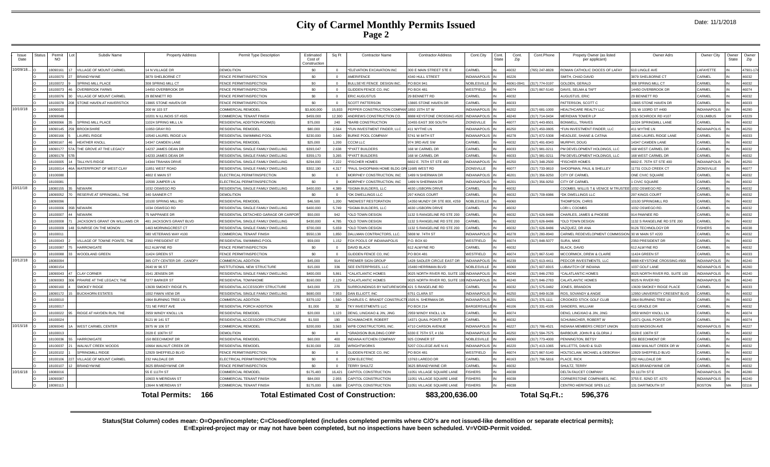# City of Carmel Monthly Permits Issued

## Page 2

Date: 11/1/2018

| Issue Date | Status | Permit NO | Lot | Subdiv Name | Property Address | Permit Type Description | Estimated Cost of Construction | Sq Ft | Contractor Name | Contractor Address | Cont.City | Cont. State | Cont. Zip | Cont.Phone | Propety Owner (as listed per applicant) | Owner Adrs | Owner City | Owner State | Owner Zip |
|---|---|---|---|---|---|---|---|---|---|---|---|---|---|---|---|---|---|---|---|
| 10/09/18... | O | 18090161 | 17 | VILLAGE OF MOUNT CARMEL | 14 N VILLAGE DR | DEMOLITION | $0 | 0 | *ELEVATION EXCAVATION INC | 300 E MAIN STREET STE E | CARMEL | IN | 46032 | (765) 247-8828 | ROMAN CATHOLIC DIOCES OF LAFAY | 610 LINGLE AVE | LAFAYETTE | IN | 47901-17 |
| | O | 18100070 | 27 | BRANDYWINE | 3879 SHELBORNE CT | FENCE PERMIT/INSPECTION | $0 | 0 | AMERIFENCE | 4340 HULL STREET | INDIANAPOLIS | IN | 46226 | | SMITH, CHAD DAVID | 3879 SHELBORNE CT | CARMEL | IN | 46032 |
| | O | 18100072 | 9 | SPRING MILL PLACE | 308 SPRING MILL CT | FENCE PERMIT/INSPECTION | $0 | 0 | BULLSEYE FENCE DESIGN INC. | PO BOX 941 | NOBLESVILLE | IN | 46061-0941 | (317) 774-0197 | GOLDEN, GERALD | 308 SPRING MILL CT | CARMEL | IN | 46032 |
| | O | 18100073 | 46 | OVERBROOK FARMS | 14450 OVERBROOK DR | FENCE PERMIT/INSPECTION | $0 | 0 | GLIDDEN FENCE CO, INC | PO BOX 481 | WESTFIELD | IN | 46074 | (317) 867-5140 | DAVIS, SELMA & TAFT | 14450 OVERBROOK DR | CARMEL | IN | 46074 |
| | C | 18100076 | 30 | VILLAGE OF MOUNT CARMEL | 29 BENNETT RD | FENCE PERMIT/INSPECTION | $0 | 0 | ERIC AUGUSTUS | 29 BENNETT RD | CARMEL | IN | 46032 | | AUGUSTUS, ERIC | 29 BENNETT RD | CARMEL | IN | 46032 |
| | O | 18100078 | 208 | STONE HAVEN AT HAVERSTICK | 13865 STONE HAVEN DR | FENCE PERMIT/INSPECTION | $0 | 0 | SCOTT PATTERSON | 13865 STONE HAVEN DR | CARMEL | IN | 46033 | | PATTERSON, SCOTT C | 13865 STONE HAVEN DR | CARMEL | IN | 46033 |
| 10/10/18 | O | 18090020 | | | 200 W 103 ST | COMMERCIAL REMODEL | $3,600,000 | 15,933 | PEPPER CONSTRUCTION COMPANY | 1850 15TH ST W | INDIANAPOLIS | IN | 46202 | (317) 681-1000 | HEALTHCARE REALTY LLC | 201 W 103RD ST #400 | INDIANAPOLIS | IN | 46290 |
| | O | 18090048 | | | 10201 N ILLINOIS ST #505 | COMMERCIAL TENANT FINISH | $459,000 | 12,300 | ANDREWS CONSTRUCTION CO. | 8888 KEYSTONE CROSSING #520 | INDIANAPOLIS | IN | 46240 | (317) 714-0434 | MERIDIAN TOWER LP | 1105 SCHROCK RD #107 | COLUMBUS | OH | 43229 |
| | O | 18090066 | 35 | SPRING MILL PLACE | 11024 SPRING MILL LN | RESIDENTIAL ADDITION-ROOM(S) | $75,000 | 240 | *BARB CONSTRUCTION | 10455 EAST 300 SOUTH | ZIONSVILLE | IN | 46077 | (317) 443-8501 | BONWELL, TRAVES | 11024 SPRINGMILL LANE | CARMEL | IN | 46032 |
| | O | 18090145 | 259 | BROOKSHIRE | 11950 GRAY RD | RESIDENTIAL REMODEL | $80,000 | 2,564 | *FUN INVESTMENT FINDER, LLC | 411 WYTHE LN | INDIANAPOLIS | IN | 46250 | (317) 450-0805 | *FUN INVESTMENT FINDER, LLC | 411 WYTHE LN | INDIANAPOLIS | IN | 46250 |
| | O | 18090166 | 5 | LAUREL RIDGE | 10540 LAUREL RIDGE LN | RESIDENTIAL SWIMMING POOL | $230,000 | 3,640 | BURKE POOL COMPANY | 5741 W 84TH ST | INDIANAPOLIS | IN | 46278 | (317) 872-5308 | HEADLEE, SHANE & CATINA | 10540 LAUREL RIDGE LANE | CARMEL | IN | 46033 |
| | O | 18090167 | 46 | HEATHER KNOLL | 14347 CAMDEN LANE | RESIDENTIAL REMODEL | $25,000 | 1,200 | CCCM LLC | 974 3RD AVE SW | CARMEL | IN | 46032 | (317) 491-8343 | MURPHY, DOUG | 14347 CAMDEN LANE | CARMEL | IN | 46032 |
| | O | 18090177 | 57A | THE GROVE AT THE LEGACY | 14237 JAMES DEAN DR | RESIDENTIAL SINGLE FAMILY DWELLING | $393,047 | 2,638 | *PYATT BUILDERS | 168 W CARMEL DR | CARMEL | IN | 46033 | (317) 981-0211 | PM DEVELOPMENT HOLDINGS, LLC | 168 WEST CARMEL DR | CARMEL | IN | 46032 |
| | O | 18090178 | 57B | | 14233 JAMES DEAN DR | RESIDENTIAL SINGLE FAMILY DWELLING | $359,170 | 3,265 | *PYATT BUILDERS | 168 W CARMEL DR | CARMEL | IN | 46033 | (317) 981-0211 | PM DEVELOPMENT HOLDINGS, LLC | 168 WEST CARMEL DR | CARMEL | IN | 46032 |
| | O | 18100005 | 14 | TALLYN'S RIDGE | 14344 TRAHAN DRIVE | RESIDENTIAL SINGLE FAMILY DWELLING | $294,000 | 7,222 | *FISCHER HOMES | 6602 E. 75TH ST STE 400 | INDIANAPOLIS | IN | 46250 | (317) 348-2500 | *FISCHER HOMES | 6602 E. 75TH ST STE 400 | INDIANAPOLIS | IN | 46250 |
| | O | 18100014 | 46A | WATERFRONT OF WEST CLAY | 11851 WEST ROAD | RESIDENTIAL SINGLE FAMILY DWELLING | $302,190 | 4,317 | *PAUL SHOOPMAN HOME BLDG GR | 11685 WEST RD | ZIONSVILLE | IN | 46077 | (317) 733-9810 | SHOOPMAN, PAUL & SHELLEY | 11731 COLD CREEK CT | ZIONSVILLE | IN | 46077 |
| | O | 18100080 | | | 4802 E MAIN ST | ELECTRICAL PERMIT/INSPECTION | $0 | 0 | MORPHEY CONSTRUCTION, INC | 1499 N SHERMAN DR | INDIANAPOLIS | IN | 46201 | (317) 356-9250 | CITY OF CARMEL | ONE CIVIC SQUARE | CARMEL | IN | 46032 |
| | O | 18100081 | | | 10599 JUMPER LN | ELECTRICAL PERMIT/INSPECTION | $0 | 0 | MORPHEY CONSTRUCTION, INC | 1499 N SHERMAN DR | INDIANAPOLIS | IN | 46201 | (317) 356-9250 | CITY OF CARMEL | 1 CIVIC SQUARE | CARMEL | IN | 46032 |
| 10/11/18 | O | 18080155 | 35 | NEWARK | 1032 OSWEGO RD | RESIDENTIAL SINGLE FAMILY DWELLING | $400,000 | 4,389 | *SIGMA BUILDERS, LLC | 4630 LISBORN DRIVE | CARMEL | IN | 46032 | | COOMBS, WILLIS T & VENICE M TRUSTEE | 1032 OSWEGO RD | CARMEL | IN | 46032 |
| | O | 18090052 | 70 | RESERVE AT SPRINGMILL, THE | 340 SANNER CT | DEMOLITION | $0 | 0 | *DK DWELLINGS LLC | 297 KINGS COURT | CARMEL | IN | 46032 | (317) 709-6986 | *DK DWELLINGS LLC | 297 KINGS COURT | CARMEL | IN | 46032 |
| | O | 18090096 | | | 10100 SPRING MILL RD | RESIDENTIAL REMODEL | $46,500 | 1,200 | *MIDWEST RESTORATION | 14350 MUNDY DR STE 800, #259 | NOBLESVILLE | IN | 46060 | | THOMPSON, CHRIS | 10100 SPRINGMILL RD | CARMEL | IN | 46032 |
| | O | 18100006 | 35B | NEWARK | 1034 OSWEGO RD | RESIDENTIAL SINGLE FAMILY DWELLING | $400,000 | 5,749 | *SIGMA BUILDERS, LLC | 4630 LISBORN DRIVE | CARMEL | IN | 46032 | | LORI L COOMBS | 1032 OSWEGO RD. | CARMEL | IN | 46032 |
| | O | 18100007 | 44 | NEWARK | 75 NAPPANEE DR | RESIDENTIAL DETACHED GARAGE OR CARPORT | $50,000 | 942 | *OLD TOWN DESIGN | 1132 S RANGELINE RD STE 200 | CARMEL | IN | 46032 | (317) 626-8486 | CHARLES, JAMES & PHOEBE | 914 PAWNEE RD | CARMEL | IN | 46032 |
| | O | 18100008 | 71 | JACKSON'S GRANT ON WILLIAMS CR | 481 JACKSON'S GRANT BLVD | RESIDENTIAL SINGLE FAMILY DWELLING | $430,000 | 4,785 | *OLD TOWN DESIGN | 1132 S RANGELINE RD STE 200 | CARMEL | IN | 46032 | (317) 626-8486 | *OLD TOWN DESIGN | 1132 S RANGELINE RD STE 200 | CARMEL | IN | 46032 |
| | O | 18100009 | 148 | SUNRISE ON THE MONON | 1463 MORNINGCREST CT | RESIDENTIAL SINGLE FAMILY DWELLING | $700,000 | 5,659 | *OLD TOWN DESIGN | 1132 S RANGELINE RD STE 200 | CARMEL | IN | 46032 | (317) 626-8486 | VAZQUEZ, DR ANA | 9126 TECHNOLOGY DR | FISHERS | IN | 46038 |
| | O | 18100011 | | | 580 VETERANS WAY #100 | COMMERCIAL TENANT FINISH | $550,138 | 1,850 | DALLMAN CONTRACTORS, LLC. | 5808 W. 74TH ST | INDIANAPOLIS | IN | 46278 | (317) 280-8940 | CARMEL REDEVELOPMENT COMMISSION | 30 W MAIN ST #220 | CARMEL | IN | 46032 |
| | O | 18100043 | 2 | VILLAGE OF TOWNE POINTE, THE | 2350 PRESIDENT ST | RESIDENTIAL SWIMMING POOL | $59,000 | 1,152 | FOX POOLS OF INDIANAPOLIS | P.O. BOX 60 | WESTFIELD | IN | 46074 | (317) 848-5077 | SURA, MIKE | 2350 PRESIDENT DR | CARMEL | IN | 46032 |
| | O | 18100087 | 75 | HARROWGATE | 612 ALWYNE RD | FENCE PERMIT/INSPECTION | $0 | 0 | DAVID BLACK | 612 ALWYNE RD | CARMEL | IN | 46032 | | BLACK, DAVID | 612 ALWYNE RD | CARMEL | IN | 46032 |
| | O | 18100088 | 33 | WOODLAND GREEN | 11424 GREEN ST | FENCE PERMIT/INSPECTION | $0 | 0 | GLIDDEN FENCE CO, INC | PO BOX 481 | WESTFIELD | IN | 46074 | (317) 867-5140 | MCCORMICK, DREW & CLAIRE | 11424 GREEN ST | CARMEL | IN | 46033 |
| 10/12/18 | O | 18080094 | | | 385 CITY CENTER DR - CANOPY | COMMERCIAL ADDITION | $45,000 | 914 | PREMIER SIGN GROUP | 1428 SADLER CIRCLE EAST DR | INDIANAPOLIS | IN | 46239 | (317) 613-4411 | PEDCOR INVESTMENTS, LLC | 8888 KEYSTONE CROSSING #900 | INDIANAPOLIS | IN | 46240 |
| | O | 18080154 | | | 2640 W 96 ST | INSTITUTIONAL NEW STRUCTURE | $15,000 | 336 | SEE ENTERPRISES, LLC | 15480 HERRIMAN BLVD | NOBLESVILLE | IN | 46060 | (317) 607-6915 | LUBAVITCH OF INDIANA | 1037 GOLF LANE | INDIANAPOLIS | IN | 46260 |
| | O | 18090043 | 47 | CLAY CORNER | 1541 JENSEN DR | RESIDENTIAL SINGLE FAMILY DWELLING | $400,000 | 5,861 | *CALATLANTIC HOMES | 9025 NORTH RIVER RD, SUITE 100 | INDIANAPOLIS | IN | 46240 | (317) 846-2783 | *CALATLANTIC HOMES | 9025 NORTH RIVER RD, SUITE 100 | INDIANAPOLIS | IN | 46240 |
| | O | 18090083 | 306 | PRAIRIE AT THE LEGACY, THE | 7277 BARKER ST | RESIDENTIAL TOWNHOME | $160,000 | 2,129 | *CALATLANTIC HOMES | 9025 NORTH RIVER RD, SUITE 100 | INDIANAPOLIS | IN | 46240 | (317) 846-2783 | CALATLANTIC HOMES | 9025 N RIVER RD | INDIANAPOLIS | IN | 46240 |
| | O | 18090160 | 4 | SMOKEY RIDGE | 13639 SMOKEY RIDGE PL | RESIDENTIAL ACCESSORY STRUCTURE | $43,000 | 276 | SURROUNDINGS BY NATUREWORKS | 415 S RANGELINE RD | CARMEL | IN | 46032 | (317) 575-0482 | JONES, BRANDON | 13639 SMOKEY RIDGE PLACE | CARMEL | IN | 46033 |
| | O | 18090172 | 15 | BUCKHORN ESTATES | 1002 FAWN VIEW DR | RESIDENTIAL SINGLE FAMILY DWELLING | $680,000 | 7,953 | DAN ELLIOTT, INC | 6751 CLARA ST | INDIANAPOLIS | IN | 46250 | (317) 849-9138 | ROS, SOVANDY & ANGIE | 12950 UNIVERSITY CRESENT BLVD | CARMEL | IN | 46032 |
| | O | 18100010 | | | 1964 BURNING TREE LN | COMMERCIAL ADDITION | $379,102 | 1,560 | CHARLES C. BRANDT CONSTRUCT | 1505 N. SHERMAN DR. | INDIANAPOLIS | IN | 46201 | (317) 375-1111 | CROOKED STICK GOLF CLUB | 1964 BURNING TREE LN | CARMEL | IN | 46032 |
| | O | 18100017 | | | 721 NE FIRST AVE | RESIDENTIAL PORCH ADDITION | $1,000 | 32 | TKY INVESTMENTS LLC | PO BOX 214 | BARGERSVILLE | IN | 46106 | (317) 331-4105 | SANDERS, WILLIAM | 411 GRADLE DR | CARMEL | IN | 46032 |
| | O | 18100022 | 95 | RIDGE AT HAYDEN RUN, THE | 2959 WINDY KNOLL LN | RESIDENTIAL REMODEL | $20,000 | 1,123 | DENG, LINGXIAO & JIN, JING | 2959 WINDY KNOLL LN | CARMEL | IN | 46074 | | DENG, LINGXIAO & JIN, JING | 2959 WINDY KNOLL LN | CARMEL | IN | 46074 |
| | O | 18100024 | | | 3121 W 141 ST | RESIDENTIAL ACCESSORY STRUCTURE | $1,500 | 190 | SCHUMACHER, ROBERT | 14371 QUAIL POINTE DR | CARMEL | IN | 46032 | | SCHUMACHER, ROBERT W | 14371 QUAIL POINTE DR | CARMEL | IN | 46074 |
| 10/15/18 | O | 18090040 | 1A | WEST CARMEL CENTER | 3975 W 106 ST | COMMERCIAL REMODEL | $200,000 | 3,563 | WPB CONSTRUCTORS, INC. | 4710 CARSON AVENUE | INDIANAPOLIS | IN | 46227 | (317) 786-4521 | INDIANA MEMBERS CREDIT UNION | 5103 MADISON AVE | INDIANAPOLIS | IN | 46227 |
| | O | 18100013 | | | 2028 E 106TH ST | DEMOLITION | $0 | 0 | *GRADISON BUILDING CORP | 6330 E 75TH ST, # 156 | INDIANAPOLIS | IN | 46250 | (317) 594-7575 | BARBOUR, JOHN R & GLORIA J | 2028 E 106TH ST | CARMEL | IN | 46032 |
| | O | 18100036 | 55 | HARROWGATE | 150 BEECHMONT DR | RESIDENTIAL REMODEL | $60,000 | 400 | INDIANA KITCHEN COMPANY | 925 CONNER ST | NOBLESVILLE | IN | 46060 | (317) 773-4000 | PENNINGTON, BETSY | 150 BEECHMONT DR | CARMEL | IN | 46032 |
| | O | 18100037 | 21 | WALNUT CREEK WOODS | 10664 WALNUT CREEK DR | RESIDENTIAL REMODEL | $130,000 | 220 | WRIGHTWORKS | 5207 COLLEGE AVE N #1 | INDIANAPOLIS | IN | 46220 | (317) 413-1065 | WILLETTS, DAVID & SUZI | 10664 WALNUT CREEK DR W | CARMEL | IN | 46032 |
| | O | 18100102 | 1 | SPRINGMILL RIDGE | 12929 SHEFFIELD BLVD | FENCE PERMIT/INSPECTION | $0 | 0 | GLIDDEN FENCE CO, INC | PO BOX 481 | WESTFIELD | IN | 46074 | (317) 867-5140 | HOLTSCLAW, MICHAEL & DEBORAH | 12929 SHEFFIELD BLVD | CARMEL | IN | 46032 |
| | O | 18100106 | 227 | VILLAGE OF MOUNT CARMEL | 232 HALDALE DR | ELECTRICAL PERMIT/INSPECTION | $0 | 0 | CDM ELECTRIC | 13763 LAREDO DR | CARMEL | IN | 46163 | (317) 796-5816 | PLACE, RICK | 232 HALLDALE DR | CARMEL | IN | 46032 |
| | O | 18100107 | 12 | BRANDYWINE | 3625 BRANDYWINE CIR | FENCE PERMIT/INSPECTION | $0 | 0 | TERRY SHULTZ | 3625 BRANDYWINE CIR | CARMEL | IN | 46032 | | SHULTZ, TERRY | 3625 BRANDYWINE CIR | CARMEL | IN | 46032 |
| 10/16/18 | O | 18080016 | | | 55 E 111TH ST | COMMERCIAL REMODEL | $175,483 | 16,421 | CAPITOL CONSTRUCTION | 11051 VILLAGE SQUARE LANE | FISHERS | IN | 46038 | | DELTA FAUCET COMPANY | 55 111TH ST E | INDIANAPOLIS | IN | 46280 |
| | O | 18090087 | | | 10603 N MERIDIAN ST | COMMERCIAL TENANT FINISH | $84,000 | 2,955 | CAPITOL CONSTRUCTION | 11051 VILLAGE SQUARE LANE | FISHERS | IN | 46038 | | CORNERSTONE COMPANIES, INC. | 3755 E. 82ND ST. #270 | INDIANAPOLIS | IN | 46240 |
| | O | 18090113 | | | 13644 N MERIDIAN ST | COMMERCIAL TENANT FINISH | $175,000 | 6,698 | CAPITOL CONSTRUCTION | 11051 VILLAGE SQUARE LANE | FISHERS | IN | 46038 | | CENTRO HERITAGE SPE5 LLC | 131 DARTMOUTH ST | BOSTON | MA | 02116 |

**Total Permits: 166** **Total Estimated Cost of Construction: $83,200,636.00** **Total Sq.Ft.: 596,376**

**Status(Stat Column) codes mean: O=Open/incomplete; C=Closed/completed (includes completed permits where C/O's are not issued-like demolition or separate electrical permits); E=Expired-project may or may not have been completed, but no inspections have been scheduled. V=VOID-Permit voided.**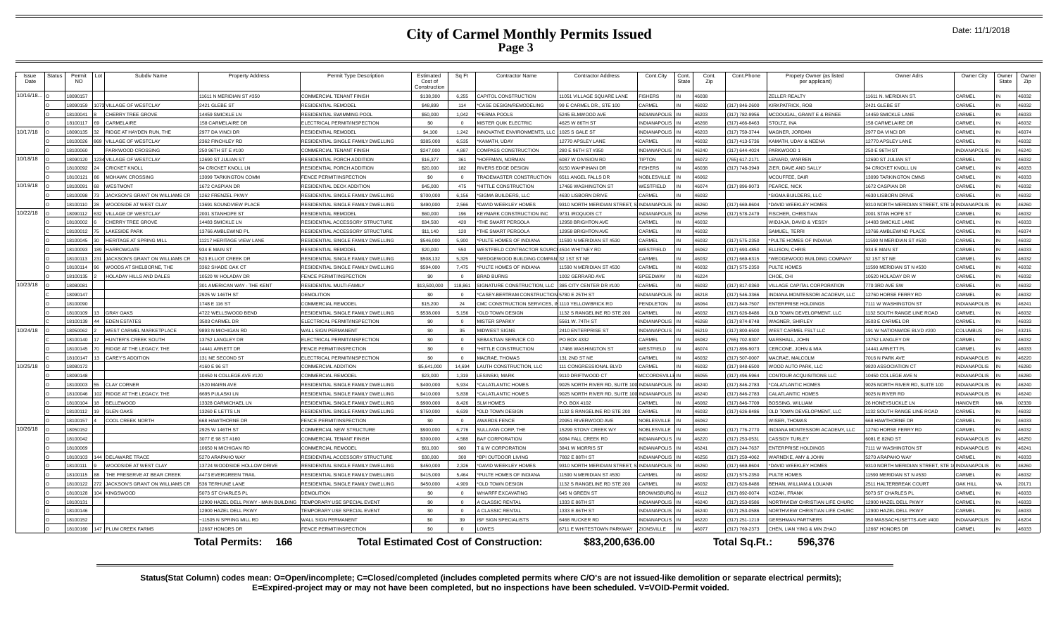# City of Carmel Monthly Permits Issued
## Page 3

Date: 11/1/2018

| Issue Date | Status | Permit NO | Lot | Subdiv Name | Property Address | Permit Type Description | Estimated Cost of Construction | Sq Ft | Contractor Name | Contractor Address | Cont.City | Cont. State | Cont. Zip | Cont.Phone | Propety Owner (as listed per applicant) | Owner Adrs | Owner City | Owner State | Owner Zip |
|---|---|---|---|---|---|---|---|---|---|---|---|---|---|---|---|---|---|---|---|
| 10/16/18... | O | 18090157 | | | 11611 N MERIDIAN ST #350 | COMMERCIAL TENANT FINISH | $138,300 | 6,255 | CAPITOL CONSTRUCTION | 11051 VILLAGE SQUARE LANE | FISHERS | IN | 46038 | | ZELLER REALTY | 11611 N. MERIDIAN ST. | CARMEL | IN | 46032 |
| | O | 18090159 | 1073 | VILLAGE OF WESTCLAY | 2421 GLEBE ST | RESIDENTIAL REMODEL | $48,899 | 114 | *CASE DESIGN/REMODELING | 99 E CARMEL DR., STE 100 | CARMEL | IN | 46032 | (317) 846-2600 | KIRKPATRICK, ROB | 2421 GLEBE ST | CARMEL | IN | 46032 |
| | O | 18100041 | 8 | CHERRY TREE GROVE | 14459 SMICKLE LN | RESIDENTIAL SWIMMING POOL | $50,000 | 1,042 | *PERMA POOLS | 5245 ELMWOOD AVE | INDIANAPOLIS | IN | 46203 | (317) 782-9956 | MCDOUGAL, GRANT E & RENEE | 14459 SMICKLE LANE | CARMEL | IN | 46033 |
| | O | 18100117 | 69 | CARMELAIRE | 158 CARMELAIRE DR | ELECTRICAL PERMIT/INSPECTION | $0 | 0 | MISTER QUIK ELECTRIC | 4625 W 86TH ST | INDIANAPOLIS | IN | 46268 | (317) 466-8463 | STOLTZ, INA | 158 CARMELAIRE DR | CARMEL | IN | 46032 |
| 10/17/18 | O | 18090135 | 32 | RIDGE AT HAYDEN RUN, THE | 2977 DA VINCI DR | RESIDENTIAL REMODEL | $4,100 | 1,242 | INNOVATIVE ENVIRONMENTS, LLC | 1025 S GALE ST | INDIANAPOLIS | IN | 46203 | (317) 759-3744 | WAGNER, JORDAN | 2977 DA VINCI DR | CARMEL | IN | 46074 |
| | O | 18100026 | 869 | VILLAGE OF WESTCLAY | 2362 FINCHLEY RD | RESIDENTIAL SINGLE FAMILY DWELLING | $385,000 | 6,535 | *KAMATH, UDAY | 12770 APSLEY LANE | CARMEL | IN | 46032 | (317) 413-5736 | KAMATH, UDAY & NEENA | 12770 APSLEY LANE | CARMEL | IN | 46032 |
| | O | 18100060 | | PARKWOOD CROSSING | 250 96TH ST E #100 | COMMERCIAL TENANT FINISH | $247,000 | 4,887 | COMPASS CONSTRUCTION | 280 E 96TH ST #350 | INDIANAPOLIS | IN | 46240 | (317) 644-4024 | PARKWOOD 1 | 250 E 96TH ST | INDIANAPOLIS | IN | 46240 |
| 10/18/18 | O | 18090120 | 1234 | VILLAGE OF WESTCLAY | 12690 ST JULIAN ST | RESIDENTIAL PORCH ADDITION | $16,377 | 361 | *HOFFMAN, NORMAN | 6087 W DIVISION RD | TIPTON | IN | 46072 | (765) 617-2171 | LENARD, WARREN | 12690 ST JULIAN ST | CARMEL | IN | 46032 |
| | O | 18100092 | 24 | CRICKET KNOLL | 94 CRICKET KNOLL LN | RESIDENTIAL PORCH ADDITION | $20,000 | 182 | RIVERS EDGE DESIGN | 6150 WAHPIHANI DR | FISHERS | IN | 46038 | (317) 748-3949 | ZIER, DAVE AND SALLY | 94 CRICKET KNOLL LN | CARMEL | IN | 46033 |
| | O | 18100121 | 86 | MOHAWK CROSSING | 13099 TARKINGTON COMM | FENCE PERMIT/INSPECTION | $0 | 0 | TRADEMASTER CONSTRUCTION | 6511 ANGEL FALLS DR | NOBLESVILLE | IN | 46062 | | MCDUFFEE, DAIR | 13099 TARKINGTON CMNS | CARMEL | IN | 46033 |
| 10/19/18 | O | 18100091 | 68 | WESTMONT | 1672 CASPIAN DR | RESIDENTIAL DECK ADDITION | $45,000 | 475 | *HITTLE CONSTRUCTION | 17466 WASHINGTON ST | WESTFIELD | IN | 46074 | (317) 896-9073 | PEARCE, NICK | 1672 CASPIAN DR | CARMEL | IN | 46032 |
| | O | 18100098 | 73 | JACKSON'S GRANT ON WILLIAMS CR | 1262 FRENZEL PKWY | RESIDENTIAL SINGLE FAMILY DWELLING | $700,000 | 6,156 | *SIGMA BUILDERS, LLC | 4630 LISBORN DRIVE | CARMEL | IN | 46032 | | *SIGMA BUILDERS, LLC | 4630 LISBORN DRIVE | CARMEL | IN | 46032 |
| | O | 18100110 | 28 | WOODSIDE AT WEST CLAY | 13691 SOUNDVIEW PLACE | RESIDENTIAL SINGLE FAMILY DWELLING | $490,000 | 2,566 | *DAVID WEEKLEY HOMES | 9310 NORTH MERIDIAN STREET, S | INDIANAPOLIS | IN | 46260 | (317) 669-8604 | *DAVID WEEKLEY HOMES | 9310 NORTH MERIDIAN STREET, STE 1 | INDIANAPOLIS | IN | 46260 |
| 10/22/18 | O | 18090112 | 632 | VILLAGE OF WESTCLAY | 2001 STANHOPE ST | RESIDENTIAL REMODEL | $60,000 | 196 | KEYMARK CONSTRUCTION INC | 9731 IROQUOIS CT | INDIANAPOLIS | IN | 46256 | (317) 578-2479 | FISCHER, CHRISTIAN | 2001 STAN HOPE ST | CARMEL | IN | 46032 |
| | C | 18100002 | 6 | CHERRY TREE GROVE | 14483 SMICKLE LN | RESIDENTIAL ACCESSORY STRUCTURE | $34,500 | 420 | *THE SMART PERGOLA | 12958 BRIGHTON AVE | CARMEL | IN | 46032 | | WIDJAJA, DAVID & YESSY | 14483 SMICKLE LANE | CARMEL | IN | 46033 |
| | C | 18100012 | 75 | LAKESIDE PARK | 13766 AMBLEWIND PL | RESIDENTIAL ACCESSORY STRUCTURE | $11,140 | 120 | *THE SMART PERGOLA | 12958 BRIGHTON AVE | CARMEL | IN | 46032 | | SAMUEL, TERRI | 13766 AMBLEWIND PLACE | CARMEL | IN | 46074 |
| | O | 18100045 | 30 | HERITAGE AT SPRING MILL | 11217 HERITAGE VIEW LANE | RESIDENTIAL SINGLE FAMILY DWELLING | $546,000 | 5,900 | *PULTE HOMES OF INDIANA | 11590 N MERIDIAN ST #530 | CARMEL | IN | 46032 | (317) 575-2350 | *PULTE HOMES OF INDIANA | 11590 N MERIDIAN ST #530 | CARMEL | IN | 46032 |
| | O | 18100093 | 189 | HARROWGATE | 934 E MAIN ST | RESIDENTIAL REMODEL | $20,000 | 550 | WESTFIELD CONTRACTOR SOURC | 4504 WHITNEY RD | WESTFIELD | IN | 46062 | (317) 693-4850 | ELLISON, CHRIS | 934 E MAIN ST | CARMEL | IN | 46033 |
| | O | 18100113 | 231 | JACKSON'S GRANT ON WILLIAMS CR | 523 ELLIOT CREEK DR | RESIDENTIAL SINGLE FAMILY DWELLING | $508,132 | 5,325 | *WEDGEWOOD BUILDING COMPAN | 32 1ST ST NE | CARMEL | IN | 46032 | (317) 669-6315 | *WEDGEWOOD BUILDING COMPANY | 32 1ST ST NE | CARMEL | IN | 46032 |
| | O | 18100114 | 96 | WOODS AT SHELBORNE, THE | 3362 SHADE OAK CT | RESIDENTIAL SINGLE FAMILY DWELLING | $594,000 | 7,475 | *PULTE HOMES OF INDIANA | 11590 N MERIDIAN ST #530 | CARMEL | IN | 46032 | (317) 575-2350 | PULTE HOMES | 11590 MERIDIAN ST N #530 | CARMEL | IN | 46032 |
| | C | 18100135 | 2 | HOLADAY HILLS AND DALES | 10520 W HOLADAY DR | FENCE PERMIT/INSPECTION | $0 | 0 | BRAD BURNS | 1002 GERRARD AVE | SPEEDWAY | IN | 46224 | | CHOE, CHI | 10520 HOLADAY DR W | CARMEL | IN | 46032 |
| 10/23/18 | O | 18080081 | | | 301 AMERICAN WAY - THE KENT | RESIDENTIAL MULTI-FAMILY | $13,500,000 | 118,861 | SIGNATURE CONSTRUCTION, LLC | 385 CITY CENTER DR #100 | CARMEL | IN | 46032 | (317) 817-0360 | VILLAGE CAPITAL CORPORATION | 770 3RD AVE SW | CARMEL | IN | 46032 |
| | O | 18090147 | | | 2925 W 146TH ST | DEMOLITION | $0 | 0 | *CASEY-BERTRAM CONSTRUCTION | 5780 E 25TH ST | INDIANAPOLIS | IN | 46218 | (317) 546-3366 | INDIANA MONTESSORI ACADEMY, LLC | 12760 HORSE FERRY RD | CARMEL | IN | 46032 |
| | O | 18100090 | | | 1748 E 116 ST | COMMERCIAL REMODEL | $15,200 | 24 | CMC CONSTRUCTION SERVICES, IN | 1110 YELLOWBRICK RD | PENDLETON | IN | 46064 | (317) 849-7507 | ENTERPRISE HOLDINGS | 7111 W WASHINGTON ST | INDIANAPOLIS | IN | 46241 |
| | O | 18100109 | 13 | GRAY OAKS | 4722 WELLSWOOD BEND | RESIDENTIAL SINGLE FAMILY DWELLING | $538,000 | 5,156 | *OLD TOWN DESIGN | 1132 S RANGELINE RD STE 200 | CARMEL | IN | 46032 | (317) 626-8486 | OLD TOWN DEVELOPMENT, LLC | 1132 SOUTH RANGE LINE ROAD | CARMEL | IN | 46032 |
| | C | 18100139 | 44 | EDEN ESTATES | 3503 CARMEL DR | ELECTRICAL PERMIT/INSPECTION | $0 | 0 | MISTER SPARKY | 5561 W. 74TH ST | INDIANAPOLIS | IN | 46268 | (317) 874-8748 | WAGNER, SHIRLEY | 3503 E CARMEL DR | CARMEL | IN | 46033 |
| 10/24/18 | O | 18050062 | 2 | WEST CARMEL MARKETPLACE | 9893 N MICHIGAN RD | WALL SIGN PERMANENT | $0 | 35 | MIDWEST SIGNS | 2410 ENTERPRISE ST | INDIANAPOLIS | IN | 46219 | (317) 800-6500 | WEST CARMEL FSLT LLC | 191 W NATIONWIDE BLVD #200 | COLUMBUS | OH | 43215 |
| | O | 18100140 | 17 | HUNTER'S CREEK SOUTH | 13752 LANGLEY DR | ELECTRICAL PERMIT/INSPECTION | $0 | 0 | SEBASTIAN SERVICE CO | PO BOX 4332 | CARMEL | IN | 46082 | (765) 702-9307 | MARSHALL, JOHN | 13752 LANGLEY DR | CARMEL | IN | 46032 |
| | O | 18100145 | 70 | RIDGE AT THE LEGACY, THE | 14441 ARNETT DR | FENCE PERMIT/INSPECTION | $0 | 0 | *HITTLE CONSTRUCTION | 17466 WASHINGTON ST | WESTFIELD | IN | 46074 | (317) 896-9073 | CERCONE, JOHN & MIA | 14441 ARNETT PL | CARMEL | IN | 46033 |
| | O | 18100147 | 13 | CAREY'S ADDITION | 131 NE SECOND ST | ELECTRICAL PERMIT/INSPECTION | $0 | 0 | MACRAE, THOMAS | 131 2ND ST NE | CARMEL | IN | 46032 | (317) 507-0007 | MACRAE, MALCOLM | 7016 N PARK AVE | INDIANAPOLIS | IN | 46220 |
| 10/25/18 | O | 18080172 | | | 4160 E 96 ST | COMMERCIAL ADDITION | $5,641,000 | 14,694 | LAUTH CONSTRUCTION, LLC | 111 CONGRESSIONAL BLVD | CARMEL | IN | 46032 | (317) 848-6500 | WOOD AUTO PARK, LLC | 9820 ASSOCIATION CT | INDIANAPOLIS | IN | 46280 |
| | O | 18090148 | | | 10450 N COLLEGE AVE #120 | COMMERCIAL REMODEL | $23,000 | 1,319 | LESINSKI, MARK | 9110 DRIFTWOOD CT | MCCORDSVILLE | IN | 46055 | (317) 496-5964 | CONTOUR ACQUISITIONS LLC | 10450 COLLEGE AVE N | INDIANAPOLIS | IN | 46280 |
| | O | 18100003 | 55 | CLAY CORNER | 1520 MAIRN AVE | RESIDENTIAL SINGLE FAMILY DWELLING | $400,000 | 5,934 | *CALATLANTIC HOMES | 9025 NORTH RIVER RD, SUITE 100 | INDIANAPOLIS | IN | 46240 | (317) 846-2783 | *CALATLANTIC HOMES | 9025 NORTH RIVER RD, SUITE 100 | INDIANAPOLIS | IN | 46240 |
| | O | 18100046 | 102 | RIDGE AT THE LEGACY, THE | 6695 PULASKI LN | RESIDENTIAL SINGLE FAMILY DWELLING | $410,000 | 5,838 | *CALATLANTIC HOMES | 9025 NORTH RIVER RD, SUITE 100 | INDIANAPOLIS | IN | 46240 | (317) 846-2783 | CALATLANTIC HOMES | 9025 N RIVER RD | INDIANAPOLIS | IN | 46240 |
| | O | 18100104 | 18 | BELLEWOOD | 13328 CARMICHAEL LN | RESIDENTIAL SINGLE FAMILY DWELLING | $900,000 | 8,426 | SLM HOMES | P.O. BOX 4102 | CARMEL | IN | 46082 | (317) 846-7709 | BOSSING, WILLIAM | 26 HONEYSUCKLE LN | HANOVER | MA | 02339 |
| | O | 18100112 | 19 | GLEN OAKS | 13260 E LETTS LN | RESIDENTIAL SINGLE FAMILY DWELLING | $750,000 | 6,639 | *OLD TOWN DESIGN | 1132 S RANGELINE RD STE 200 | CARMEL | IN | 46032 | (317) 626-8486 | OLD TOWN DEVELOPMENT, LLC | 1132 SOUTH RANGE LINE ROAD | CARMEL | IN | 46032 |
| | O | 18100157 | 4 | COOL CREEK NORTH | 668 HAWTHORNE DR | FENCE PERMIT/INSPECTION | $0 | 0 | AWARDS FENCE | 20951 RIVERWOOD AVE | NOBLESVILLE | IN | 46062 | | WISER, THOMAS | 668 HAWTHORNE DR | CARMEL | IN | 46033 |
| 10/26/18 | O | 18050152 | | | 2925 W 146TH ST | COMMERCIAL NEW STRUCTURE | $900,000 | 6,776 | SULLIVAN CORP, THE | 15299 STONY CREEK WY | NOBLESVILLE | IN | 46060 | (317) 776-2770 | INDIANA MONTESSORI ACADEMY, LLC | 12760 HORSE FERRY RD | CARMEL | IN | 46032 |
| | O | 18100042 | | | 3077 E 98 ST #160 | COMMERCIAL TENANT FINISH | $300,000 | 4,588 | BAF CORPORATION | 6084 FALL CREEK RD | INDIANAPOLIS | IN | 46220 | (317) 253-0531 | CASSIDY TURLEY | 6081 E 82ND ST | INDIANAPOLIS | IN | 46250 |
| | O | 18100069 | | | 10650 N MICHIGAN RD | COMMERCIAL REMODEL | $61,000 | 900 | T & W CORPORATION | 3841 W MORRIS ST | INDIANAPOLIS | IN | 46241 | (317) 244-7637 | ENTERPRISE HOLDINGS | 7111 W WASHINGTON ST | INDIANAPOLIS | IN | 46241 |
| | O | 18100103 | 144 | DELAWARE TRACE | 5270 ARAPAHO WAY | RESIDENTIAL ACCESSORY STRUCTURE | $30,000 | 300 | *BPI OUTDOOR LIVING | 7802 E 88TH ST | INDIANAPOLIS | IN | 46256 | (317) 259-4062 | WARNEKE, AMY & JOHN | 5270 ARAPAHO WAY | CARMEL | IN | 46033 |
| | O | 18100111 | 9 | WOODSIDE AT WEST CLAY | 13724 WOODSIDE HOLLOW DRIVE | RESIDENTIAL SINGLE FAMILY DWELLING | $450,000 | 2,326 | *DAVID WEEKLEY HOMES | 9310 NORTH MERIDIAN STREET, S | INDIANAPOLIS | IN | 46260 | (317) 669-8604 | *DAVID WEEKLEY HOMES | 9310 NORTH MERIDIAN STREET, STE 1 | INDIANAPOLIS | IN | 46260 |
| | O | 18100115 | 88 | THE PRESERVE AT BEAR CREEK | 4473 EVERGREEN TRAIL | RESIDENTIAL SINGLE FAMILY DWELLING | $415,000 | 5,464 | *PULTE HOMES OF INDIANA | 11590 N MERIDIAN ST #530 | CARMEL | IN | 46032 | (317) 575-2350 | PULTE HOMES | 11590 MERIDIAN ST N #530 | CARMEL | IN | 46032 |
| | O | 18100122 | 272 | JACKSON'S GRANT ON WILLIAMS CR | 536 TERHUNE LANE | RESIDENTIAL SINGLE FAMILY DWELLING | $450,000 | 4,909 | *OLD TOWN DESIGN | 1132 S RANGELINE RD STE 200 | CARMEL | IN | 46032 | (317) 626-8486 | BEHAN, WILLIAM & LOUANN | 2511 HALTERBREAK COURT | OAK HILL | VA | 20171 |
| | O | 18100128 | 104 | KINGSWOOD | 5073 ST CHARLES PL | DEMOLITION | $0 | 0 | WHARFF EXCAVATING | 645 N GREEN ST | BROWNSBURG | IN | 46112 | (317) 892-0074 | KOZAK, FRANK | 5073 ST CHARLES PL | CARMEL | IN | 46033 |
| | O | 18100131 | | | 12900 HAZEL DELL PKWY - MAIN BUILDING | TEMPORARY USE SPECIAL EVENT | $0 | 0 | A CLASSIC RENTAL | 1333 E 86TH ST | INDIANAPOLIS | IN | 46240 | (317) 253-0586 | NORTHVIEW CHRISTIAN LIFE CHURC | 12900 HAZEL DELL PKWY | CARMEL | IN | 46033 |
| | O | 18100146 | | | 12900 HAZEL DELL PKWY | TEMPORARY USE SPECIAL EVENT | $0 | 0 | A CLASSIC RENTAL | 1333 E 86TH ST | INDIANAPOLIS | IN | 46240 | (317) 253-0586 | NORTHVIEW CHRISTIAN LIFE CHURC | 12900 HAZEL DELL PKWY | CARMEL | IN | 46033 |
| | O | 18100152 | | | ~11505 N SPRING MILL RD | WALL SIGN PERMANENT | $0 | 39 | ISF SIGN SPECIALISTS | 6468 RUCKER RD | INDIANAPOLIS | IN | 46220 | (317) 251-1219 | GERSHMAN PARTNERS | 350 MASSACHUSETTS AVE #400 | INDIANAPOLIS | IN | 46204 |
| | O | 18100160 | 147 | PLUM CREEK FARMS | 12667 HONORS DR | FENCE PERMIT/INSPECTION | $0 | 0 | LOWES | 6711 E WHITESTOWN PARKWAY | ZIONSVILLE | IN | 46077 | (317) 769-2373 | CHEN, LIAN YING & MIN ZHAO | 12667 HONORS DR | CARMEL | IN | 46033 |

**Total Permits: 166** | **Total Estimated Cost of Construction: $83,200,636.00** | **Total Sq.Ft.: 596,376**

**Status(Stat Column) codes mean: O=Open/incomplete; C=Closed/completed (includes completed permits where C/O's are not issued-like demolition or separate electrical permits); E=Expired-project may or may not have been completed, but no inspections have been scheduled. V=VOID-Permit voided.**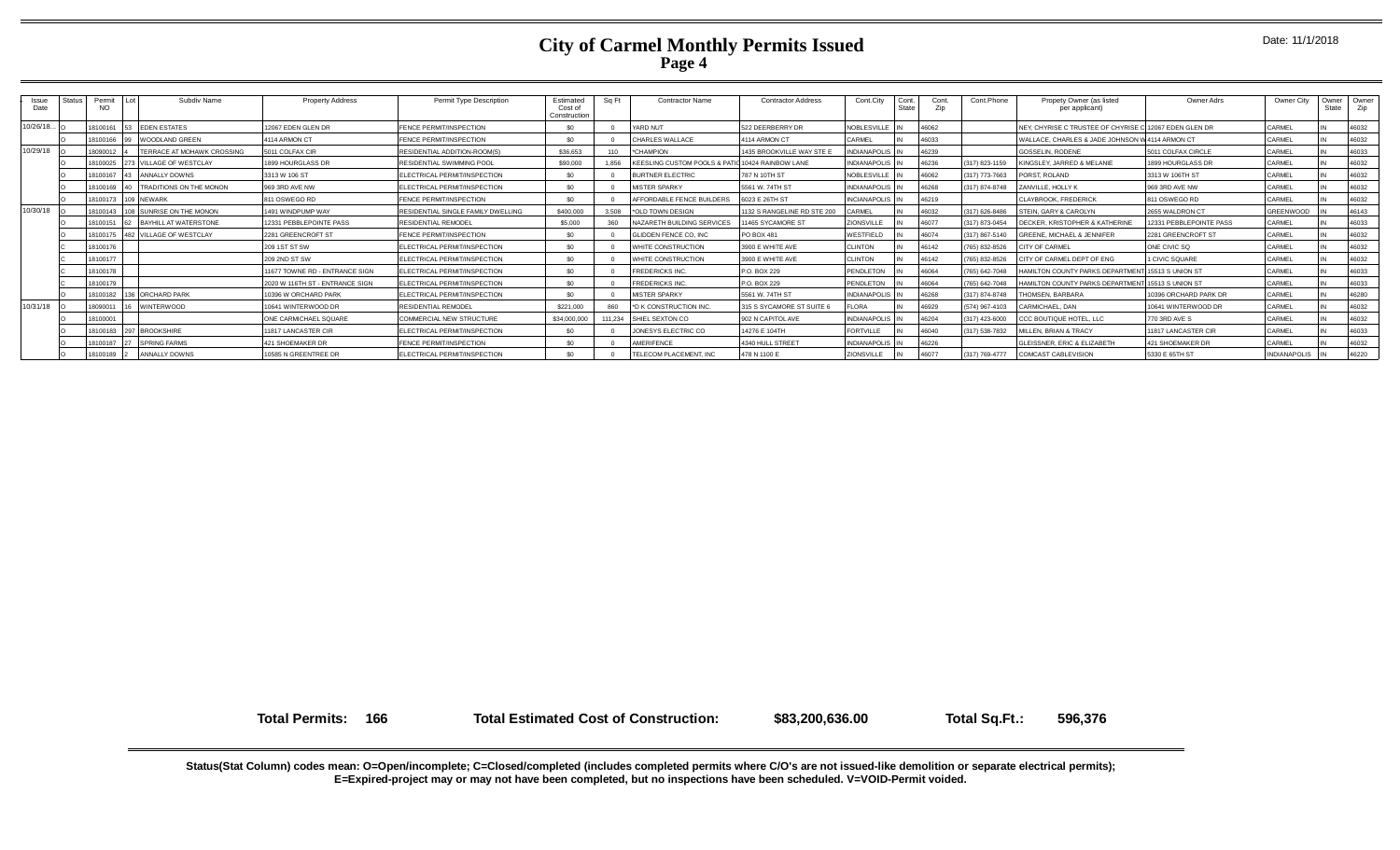# City of Carmel Monthly Permits Issued
## Page 4

Date: 11/1/2018

| Issue Date | Status | Permit NO | Lot | Subdiv Name | Property Address | Permit Type Description | Estimated Cost of Construction | Sq Ft | Contractor Name | Contractor Address | Cont.City | Cont. State | Cont. Zip | Cont.Phone | Propety Owner (as listed per applicant) | Owner Adrs | Owner City | Owner State | Owner Zip |
|---|---|---|---|---|---|---|---|---|---|---|---|---|---|---|---|---|---|---|---|
| 10/26/18... | O | 18100161 | 53 | EDEN ESTATES | 12067 EDEN GLEN DR | FENCE PERMIT/INSPECTION | $0 | 0 | YARD NUT | 522 DEERBERRY DR | NOBLESVILLE | IN | 46062 | | NEY, CHYRISE C TRUSTEE OF CHYRISE C | 12067 EDEN GLEN DR | CARMEL | IN | 46032 |
| | O | 18100166 | 99 | WOODLAND GREEN | 4114 ARMON CT | FENCE PERMIT/INSPECTION | $0 | 0 | CHARLES WALLACE | 4114 ARMON CT | CARMEL | IN | 46033 | | WALLACE, CHARLES & JADE JOHNSON W | 4114 ARMON CT | CARMEL | IN | 46032 |
| 10/29/18 | O | 18090012 | 4 | TERRACE AT MOHAWK CROSSING | 5011 COLFAX CIR | RESIDENTIAL ADDITION-ROOM(S) | $36,653 | 110 | *CHAMPION | 1435 BROOKVILLE WAY STE E | INDIANAPOLIS | IN | 46239 | | GOSSELIN, RODENE | 5011 COLFAX CIRCLE | CARMEL | IN | 46033 |
| | O | 18100025 | 273 | VILLAGE OF WESTCLAY | 1899 HOURGLASS DR | RESIDENTIAL SWIMMING POOL | $80,000 | 1,856 | KEESLING CUSTOM POOLS & PATIO | 10424 RAINBOW LANE | INDIANAPOLIS | IN | 46236 | (317) 823-1159 | KINGSLEY, JARRED & MELANIE | 1899 HOURGLASS DR | CARMEL | IN | 46032 |
| | O | 18100167 | 43 | ANNALLY DOWNS | 3313 W 106 ST | ELECTRICAL PERMIT/INSPECTION | $0 | 0 | BURTNER ELECTRIC | 787 N 10TH ST | NOBLESVILLE | IN | 46062 | (317) 773-7663 | PORST, ROLAND | 3313 W 106TH ST | CARMEL | IN | 46032 |
| | O | 18100169 | 40 | TRADITIONS ON THE MONON | 969 3RD AVE NW | ELECTRICAL PERMIT/INSPECTION | $0 | 0 | MISTER SPARKY | 5561 W. 74TH ST | INDIANAPOLIS | IN | 46268 | (317) 874-8748 | ZANVILLE, HOLLY K | 969 3RD AVE NW | CARMEL | IN | 46032 |
| | O | 18100173 | 109 | NEWARK | 811 OSWEGO RD | FENCE PERMIT/INSPECTION | $0 | 0 | AFFORDABLE FENCE BUILDERS | 6023 E 26TH ST | INDIANAPOLIS | IN | 46219 | | CLAYBROOK, FREDERICK | 811 OSWEGO RD | CARMEL | IN | 46032 |
| 10/30/18 | O | 18100143 | 108 | SUNRISE ON THE MONON | 1491 WINDPUMP WAY | RESIDENTIAL SINGLE FAMILY DWELLING | $400,000 | 3,508 | *OLD TOWN DESIGN | 1132 S RANGELINE RD STE 200 | CARMEL | IN | 46032 | (317) 626-8486 | STEIN, GARY & CAROLYN | 2655 WALDRON CT | GREENWOOD | IN | 46143 |
| | O | 18100151 | 62 | BAYHILL AT WATERSTONE | 12331 PEBBLEPOINTE PASS | RESIDENTIAL REMODEL | $5,000 | 360 | NAZARETH BUILDING SERVICES | 11465 SYCAMORE ST | ZIONSVILLE | IN | 46077 | (317) 873-0454 | DECKER, KRISTOPHER & KATHERINE | 12331 PEBBLEPOINTE PASS | CARMEL | IN | 46033 |
| | O | 18100175 | 482 | VILLAGE OF WESTCLAY | 2281 GREENCROFT ST | FENCE PERMIT/INSPECTION | $0 | 0 | GLIDDEN FENCE CO, INC | PO BOX 481 | WESTFIELD | IN | 46074 | (317) 867-5140 | GREENE, MICHAEL & JENNIFER | 2281 GREENCROFT ST | CARMEL | IN | 46032 |
| | C | 18100176 | | | 209 1ST ST SW | ELECTRICAL PERMIT/INSPECTION | $0 | 0 | WHITE CONSTRUCTION | 3900 E WHITE AVE | CLINTON | IN | 46142 | (765) 832-8526 | CITY OF CARMEL | ONE CIVIC SQ | CARMEL | IN | 46032 |
| | C | 18100177 | | | 209 2ND ST SW | ELECTRICAL PERMIT/INSPECTION | $0 | 0 | WHITE CONSTRUCTION | 3900 E WHITE AVE | CLINTON | IN | 46142 | (765) 832-8526 | CITY OF CARMEL DEPT OF ENG | 1 CIVIC SQUARE | CARMEL | IN | 46032 |
| | C | 18100178 | | | 11677 TOWNE RD - ENTRANCE SIGN | ELECTRICAL PERMIT/INSPECTION | $0 | 0 | FREDERICKS INC. | P.O. BOX 229 | PENDLETON | IN | 46064 | (765) 642-7048 | HAMILTON COUNTY PARKS DEPARTMENT | 15513 S UNION ST | CARMEL | IN | 46033 |
| | C | 18100179 | | | 2020 W 116TH ST - ENTRANCE SIGN | ELECTRICAL PERMIT/INSPECTION | $0 | 0 | FREDERICKS INC. | P.O. BOX 229 | PENDLETON | IN | 46064 | (765) 642-7048 | HAMILTON COUNTY PARKS DEPARTMENT | 15513 S UNION ST | CARMEL | IN | 46033 |
| | O | 18100182 | 136 | ORCHARD PARK | 10396 W ORCHARD PARK | ELECTRICAL PERMIT/INSPECTION | $0 | 0 | MISTER SPARKY | 5561 W. 74TH ST | INDIANAPOLIS | IN | 46268 | (317) 874-8748 | THOMSEN, BARBARA | 10396 ORCHARD PARK DR | CARMEL | IN | 46280 |
| 10/31/18 | O | 18090011 | 16 | WINTERWOOD | 10641 WINTERWOOD DR | RESIDENTIAL REMODEL | $221,000 | 860 | *D K CONSTRUCTION INC. | 315 S SYCAMORE ST SUITE 6 | FLORA | IN | 46929 | (574) 967-4103 | CARMICHAEL, DAN | 10641 WINTERWOOD DR | CARMEL | IN | 46032 |
| | O | 18100001 | | | ONE CARMICHAEL SQUARE | COMMERCIAL NEW STRUCTURE | $34,000,000 | 111,234 | SHIEL SEXTON CO | 902 N CAPITOL AVE | INDIANAPOLIS | IN | 46204 | (317) 423-6000 | CCC BOUTIQUE HOTEL, LLC | 770 3RD AVE S | CARMEL | IN | 46032 |
| | O | 18100183 | 297 | BROOKSHIRE | 11817 LANCASTER CIR | ELECTRICAL PERMIT/INSPECTION | $0 | 0 | JONESYS ELECTRIC CO | 14276 E 104TH | FORTVILLE | IN | 46040 | (317) 538-7832 | MILLEN, BRIAN & TRACY | 11817 LANCASTER CIR | CARMEL | IN | 46033 |
| | O | 18100187 | 27 | SPRING FARMS | 421 SHOEMAKER DR | FENCE PERMIT/INSPECTION | $0 | 0 | AMERIFENCE | 4340 HULL STREET | INDIANAPOLIS | IN | 46226 | | GLEISSNER, ERIC & ELIZABETH | 421 SHOEMAKER DR | CARMEL | IN | 46032 |
| | O | 18100189 | 2 | ANNALLY DOWNS | 10585 N GREENTREE DR | ELECTRICAL PERMIT/INSPECTION | $0 | 0 | TELECOM PLACEMENT, INC | 478 N 1100 E | ZIONSVILLE | IN | 46077 | (317) 769-4777 | COMCAST CABLEVISION | 5330 E 65TH ST | INDIANAPOLIS | IN | 46220 |

**Total Permits: 166** **Total Estimated Cost of Construction: $83,200,636.00** **Total Sq.Ft.: 596,376**

**Status(Stat Column) codes mean: O=Open/incomplete; C=Closed/completed (includes completed permits where C/O's are not issued-like demolition or separate electrical permits); E=Expired-project may or may not have been completed, but no inspections have been scheduled. V=VOID-Permit voided.**